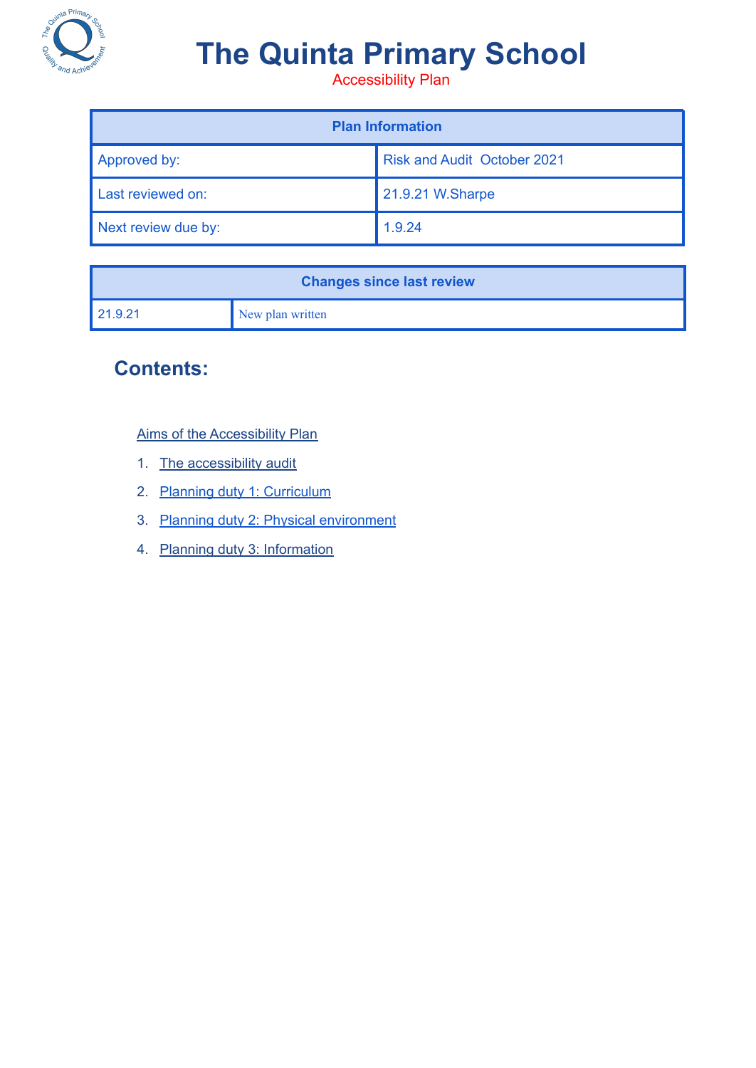# The Quinta Primary School

Accessibility Plan

| Plan Information | |
|---|---|
| Approved by: | Risk and Audit October 2021 |
| Last reviewed on: | 21.9.21 W.Sharpe |
| Next review due by: | 1.9.24 |

| Changes since last review | |
|---|---|
| 21.9.21 | New plan written |

## Contents:

Aims of the Accessibility Plan

1. The accessibility audit
2. Planning duty 1: Curriculum
3. Planning duty 2: Physical environment
4. Planning duty 3: Information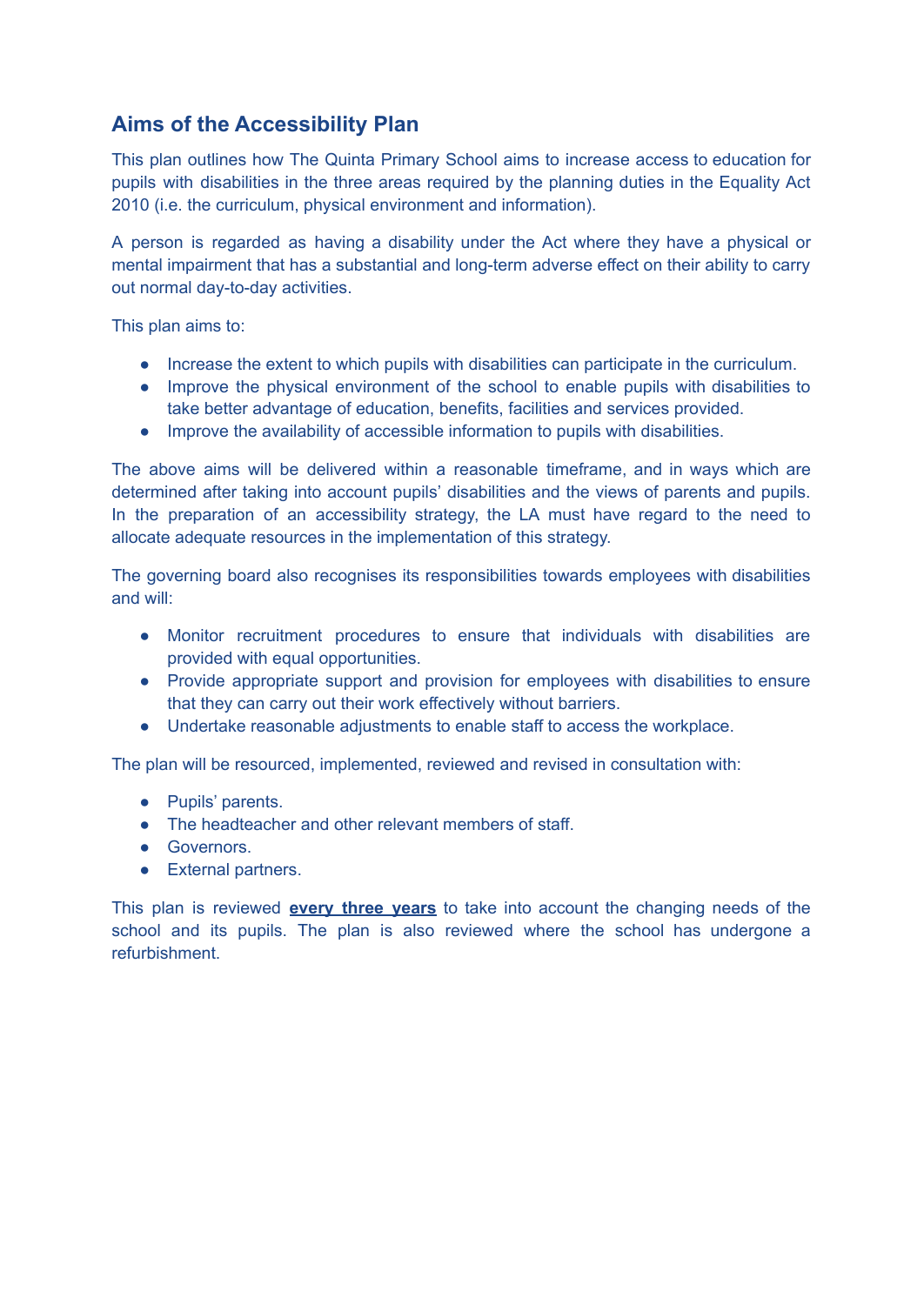## Aims of the Accessibility Plan

This plan outlines how The Quinta Primary School aims to increase access to education for pupils with disabilities in the three areas required by the planning duties in the Equality Act 2010 (i.e. the curriculum, physical environment and information).

A person is regarded as having a disability under the Act where they have a physical or mental impairment that has a substantial and long-term adverse effect on their ability to carry out normal day-to-day activities.

This plan aims to:

- Increase the extent to which pupils with disabilities can participate in the curriculum.
- Improve the physical environment of the school to enable pupils with disabilities to take better advantage of education, benefits, facilities and services provided.
- Improve the availability of accessible information to pupils with disabilities.

The above aims will be delivered within a reasonable timeframe, and in ways which are determined after taking into account pupils' disabilities and the views of parents and pupils. In the preparation of an accessibility strategy, the LA must have regard to the need to allocate adequate resources in the implementation of this strategy.

The governing board also recognises its responsibilities towards employees with disabilities and will:

- Monitor recruitment procedures to ensure that individuals with disabilities are provided with equal opportunities.
- Provide appropriate support and provision for employees with disabilities to ensure that they can carry out their work effectively without barriers.
- Undertake reasonable adjustments to enable staff to access the workplace.

The plan will be resourced, implemented, reviewed and revised in consultation with:

- Pupils' parents.
- The headteacher and other relevant members of staff.
- Governors.
- External partners.

This plan is reviewed **every three years** to take into account the changing needs of the school and its pupils. The plan is also reviewed where the school has undergone a refurbishment.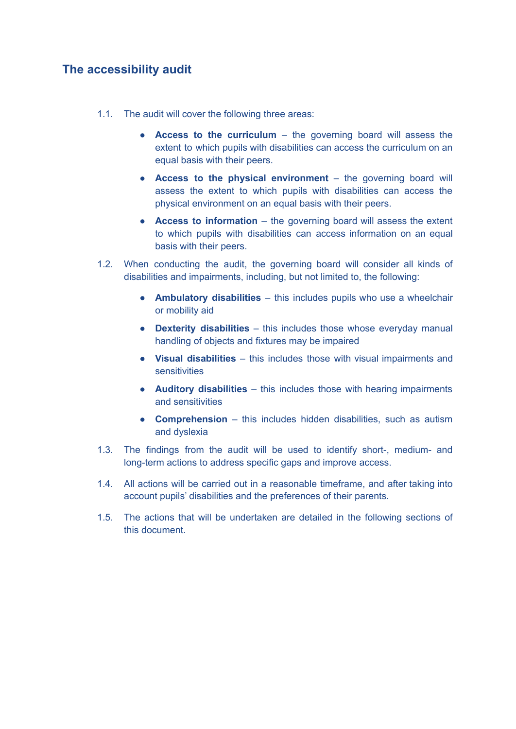## The accessibility audit

1.1. The audit will cover the following three areas:

- **Access to the curriculum** – the governing board will assess the extent to which pupils with disabilities can access the curriculum on an equal basis with their peers.
- **Access to the physical environment** – the governing board will assess the extent to which pupils with disabilities can access the physical environment on an equal basis with their peers.
- **Access to information** – the governing board will assess the extent to which pupils with disabilities can access information on an equal basis with their peers.

1.2. When conducting the audit, the governing board will consider all kinds of disabilities and impairments, including, but not limited to, the following:

- **Ambulatory disabilities** – this includes pupils who use a wheelchair or mobility aid
- **Dexterity disabilities** – this includes those whose everyday manual handling of objects and fixtures may be impaired
- **Visual disabilities** – this includes those with visual impairments and sensitivities
- **Auditory disabilities** – this includes those with hearing impairments and sensitivities
- **Comprehension** – this includes hidden disabilities, such as autism and dyslexia

1.3. The findings from the audit will be used to identify short-, medium- and long-term actions to address specific gaps and improve access.

1.4. All actions will be carried out in a reasonable timeframe, and after taking into account pupils' disabilities and the preferences of their parents.

1.5. The actions that will be undertaken are detailed in the following sections of this document.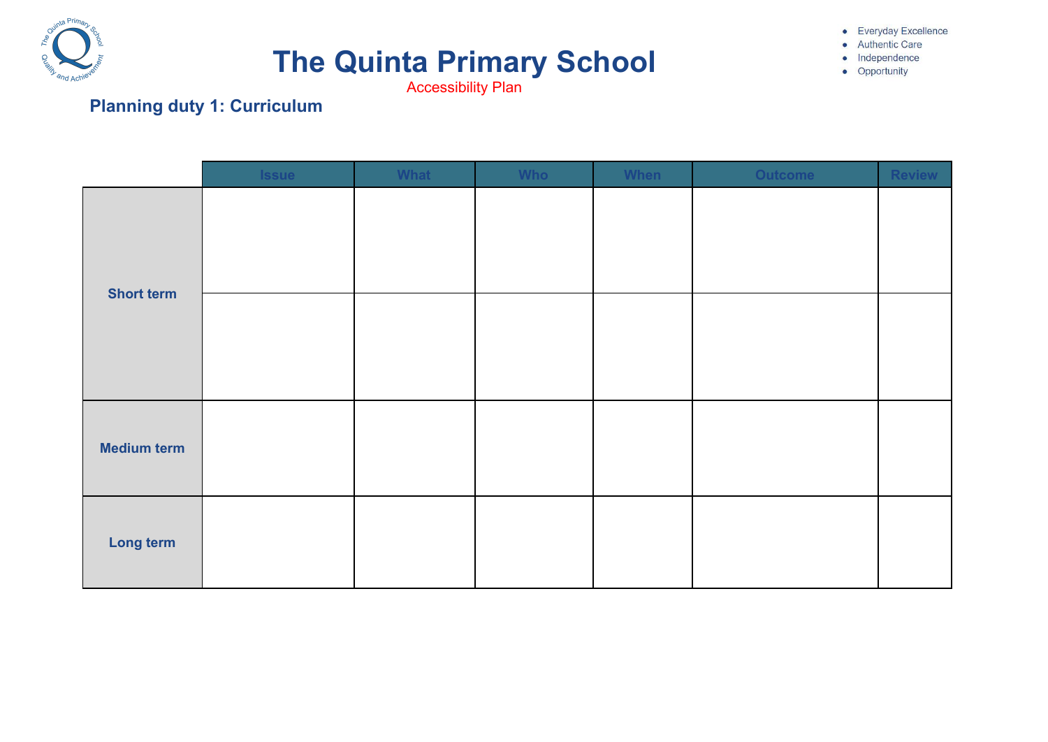# The Quinta Primary School

Accessibility Plan

- Everyday Excellence
- Authentic Care
- Independence
- Opportunity

## Planning duty 1: Curriculum

| | Issue | What | Who | When | Outcome | Review |
|---|---|---|---|---|---|---|
| **Short term** | | | | | | |
| | | | | | | |
| **Medium term** | | | | | | |
| **Long term** | | | | | | |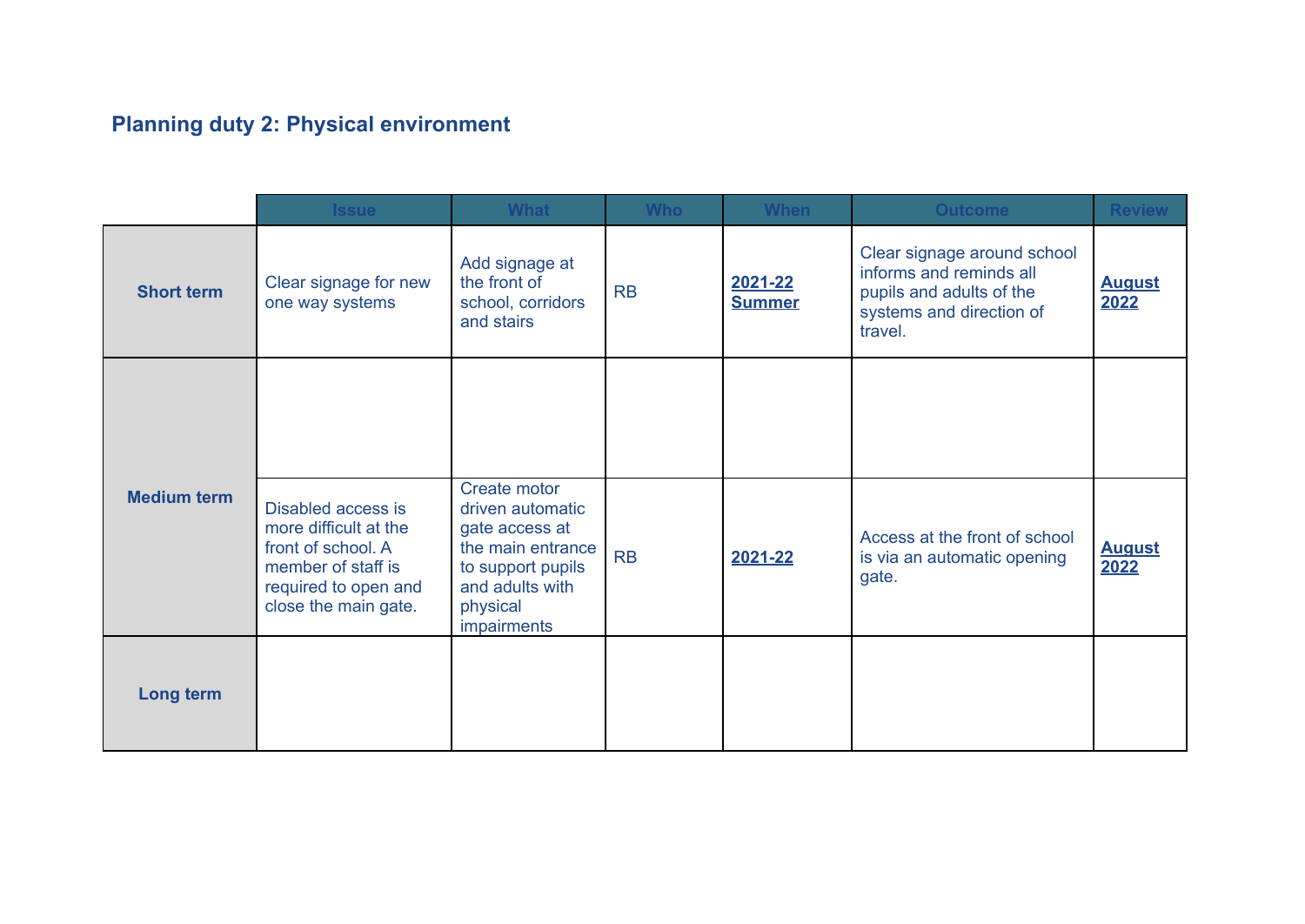### Planning duty 2: Physical environment

| | Issue | What | Who | When | Outcome | Review |
|---|---|---|---|---|---|---|
| **Short term** | Clear signage for new one way systems | Add signage at the front of school, corridors and stairs | RB | **2021-22 Summer** | Clear signage around school informs and reminds all pupils and adults of the systems and direction of travel. | **August 2022** |
| **Medium term** | | | | | | |
| | Disabled access is more difficult at the front of school. A member of staff is required to open and close the main gate. | Create motor driven automatic gate access at the main entrance to support pupils and adults with physical impairments | RB | **2021-22** | Access at the front of school is via an automatic opening gate. | **August 2022** |
| **Long term** | | | | | | |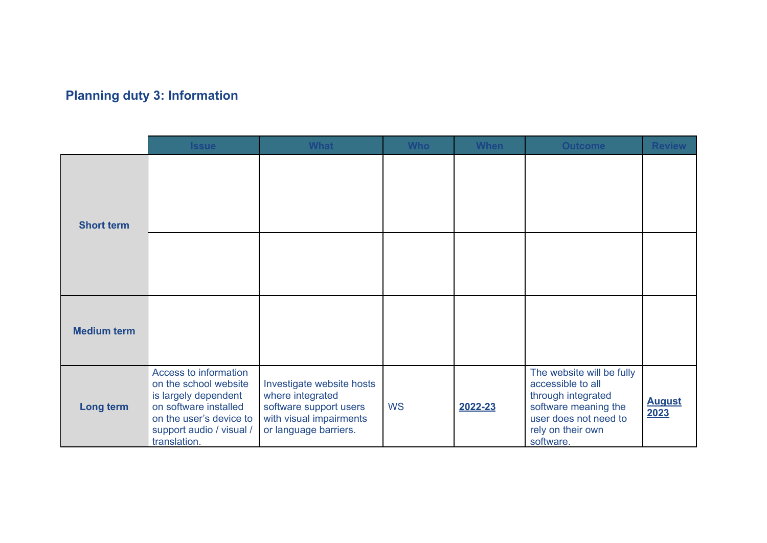## Planning duty 3: Information

| | Issue | What | Who | When | Outcome | Review |
|---|---|---|---|---|---|---|
| **Short term** | | | | | | |
| | | | | | | |
| **Medium term** | | | | | | |
| **Long term** | Access to information on the school website is largely dependent on software installed on the user's device to support audio / visual / translation. | Investigate website hosts where integrated software support users with visual impairments or language barriers. | WS | **2022-23** | The website will be fully accessible to all through integrated software meaning the user does not need to rely on their own software. | **August 2023** |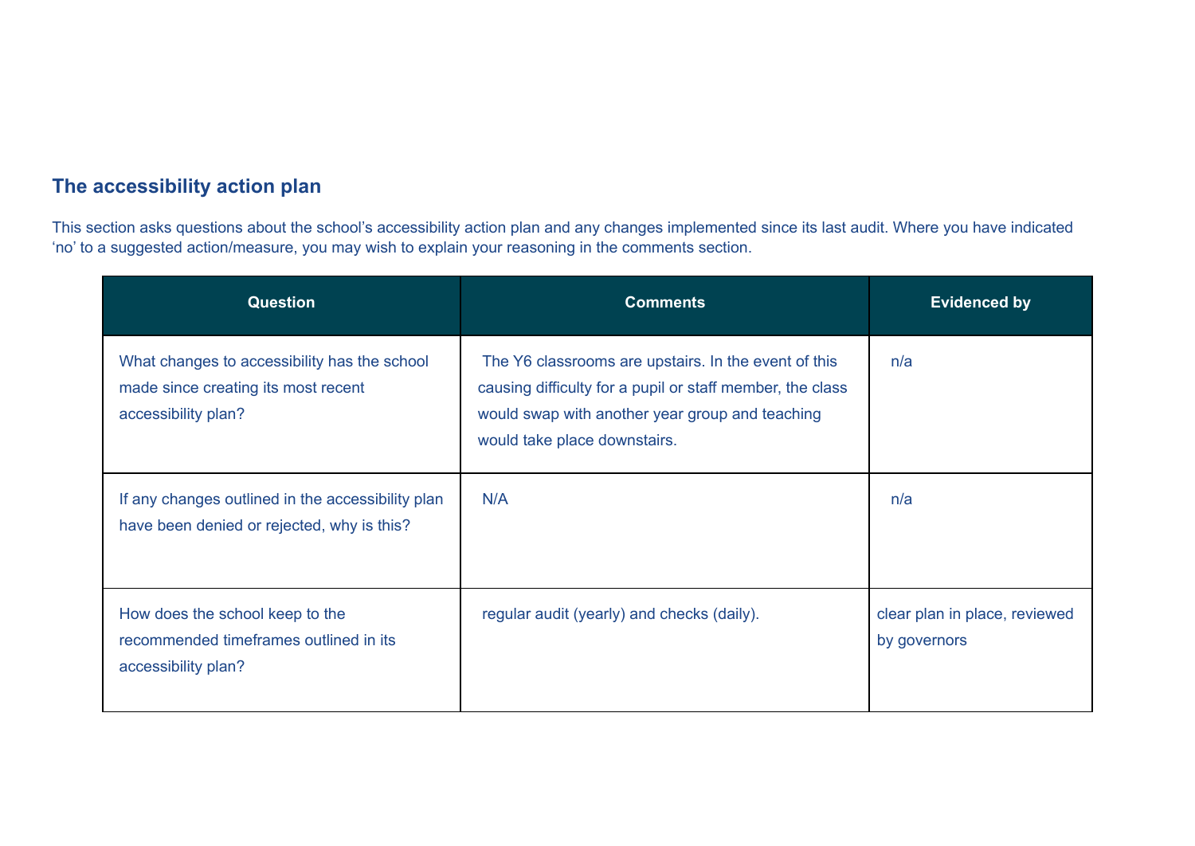## The accessibility action plan

This section asks questions about the school's accessibility action plan and any changes implemented since its last audit. Where you have indicated 'no' to a suggested action/measure, you may wish to explain your reasoning in the comments section.

| Question | Comments | Evidenced by |
| --- | --- | --- |
| What changes to accessibility has the school made since creating its most recent accessibility plan? | The Y6 classrooms are upstairs. In the event of this causing difficulty for a pupil or staff member, the class would swap with another year group and teaching would take place downstairs. | n/a |
| If any changes outlined in the accessibility plan have been denied or rejected, why is this? | N/A | n/a |
| How does the school keep to the recommended timeframes outlined in its accessibility plan? | regular audit (yearly) and checks (daily). | clear plan in place, reviewed by governors |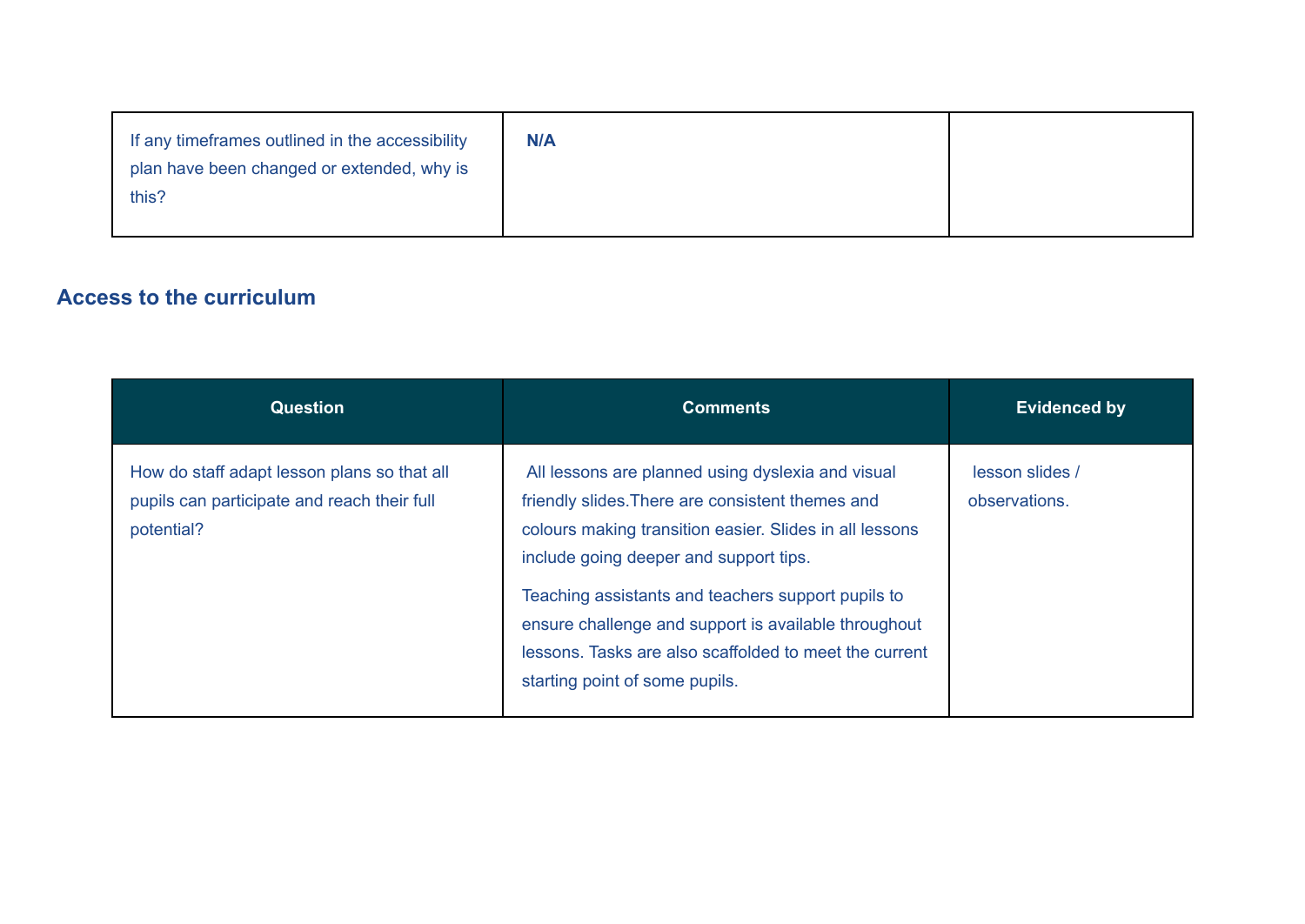| | | |
|---|---|---|
| If any timeframes outlined in the accessibility plan have been changed or extended, why is this? | **N/A** | |

## Access to the curriculum

| Question | Comments | Evidenced by |
|---|---|---|
| How do staff adapt lesson plans so that all pupils can participate and reach their full potential? | All lessons are planned using dyslexia and visual friendly slides.There are consistent themes and colours making transition easier. Slides in all lessons include going deeper and support tips.<br><br>Teaching assistants and teachers support pupils to ensure challenge and support is available throughout lessons. Tasks are also scaffolded to meet the current starting point of some pupils. | lesson slides / observations. |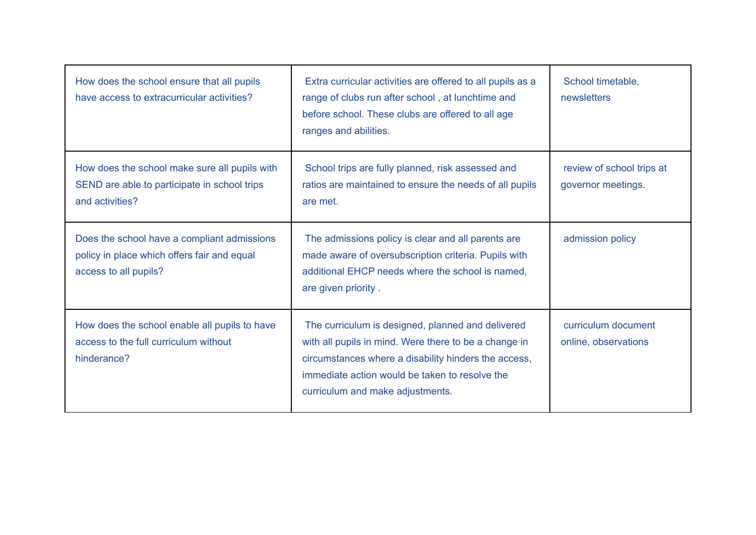| | | |
|---|---|---|
| How does the school ensure that all pupils have access to extracurricular activities? | Extra curricular activities are offered to all pupils as a range of clubs run after school , at lunchtime and before school. These clubs are offered to all age ranges and abilities. | School timetable, newsletters |
| How does the school make sure all pupils with SEND are able to participate in school trips and activities? | School trips are fully planned, risk assessed and ratios are maintained to ensure the needs of all pupils are met. | review of school trips at governor meetings. |
| Does the school have a compliant admissions policy in place which offers fair and equal access to all pupils? | The admissions policy is clear and all parents are made aware of oversubscription criteria. Pupils with additional EHCP needs where the school is named, are given priority . | admission policy |
| How does the school enable all pupils to have access to the full curriculum without hinderance? | The curriculum is designed, planned and delivered with all pupils in mind. Were there to be a change in circumstances where a disability hinders the access, immediate action would be taken to resolve the curriculum and make adjustments. | curriculum document online, observations |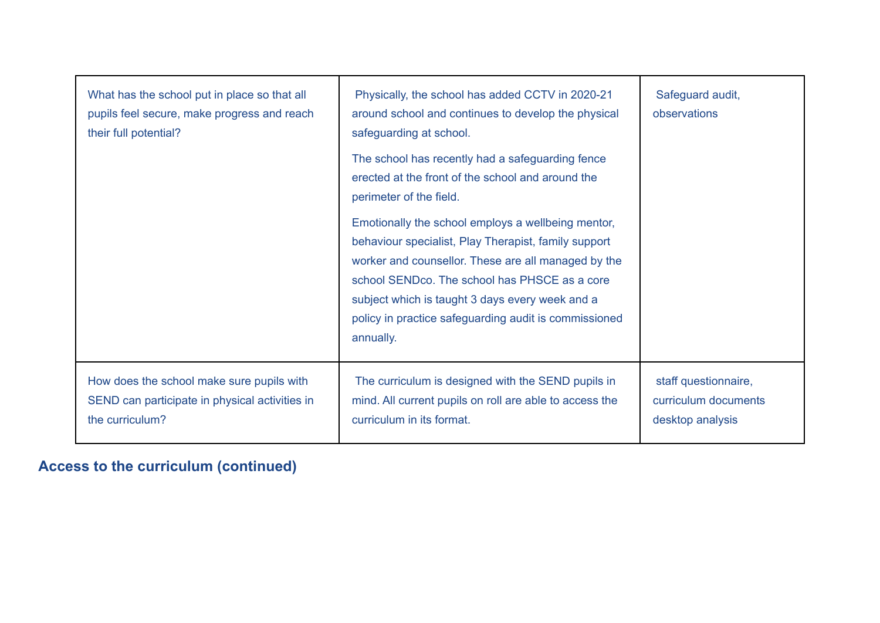| | | |
|---|---|---|
| What has the school put in place so that all pupils feel secure, make progress and reach their full potential? | Physically, the school has added CCTV in 2020-21 around school and continues to develop the physical safeguarding at school.<br><br>The school has recently had a safeguarding fence erected at the front of the school and around the perimeter of the field.<br><br>Emotionally the school employs a wellbeing mentor, behaviour specialist, Play Therapist, family support worker and counsellor. These are all managed by the school SENDco. The school has PHSCE as a core subject which is taught 3 days every week and a policy in practice safeguarding audit is commissioned annually. | Safeguard audit, observations |
| How does the school make sure pupils with SEND can participate in physical activities in the curriculum? | The curriculum is designed with the SEND pupils in mind. All current pupils on roll are able to access the curriculum in its format. | staff questionnaire, curriculum documents desktop analysis |

## Access to the curriculum (continued)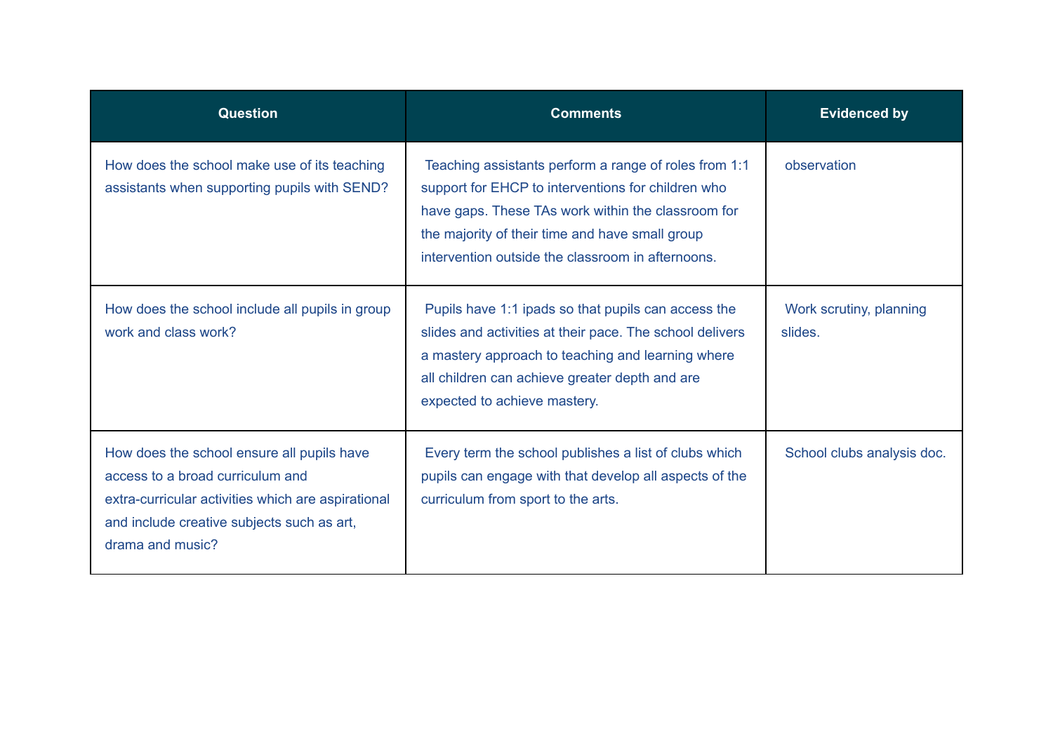| Question | Comments | Evidenced by |
| --- | --- | --- |
| How does the school make use of its teaching assistants when supporting pupils with SEND? | Teaching assistants perform a range of roles from 1:1 support for EHCP to interventions for children who have gaps. These TAs work within the classroom for the majority of their time and have small group intervention outside the classroom in afternoons. | observation |
| How does the school include all pupils in group work and class work? | Pupils have 1:1 ipads so that pupils can access the slides and activities at their pace. The school delivers a mastery approach to teaching and learning where all children can achieve greater depth and are expected to achieve mastery. | Work scrutiny, planning slides. |
| How does the school ensure all pupils have access to a broad curriculum and extra-curricular activities which are aspirational and include creative subjects such as art, drama and music? | Every term the school publishes a list of clubs which pupils can engage with that develop all aspects of the curriculum from sport to the arts. | School clubs analysis doc. |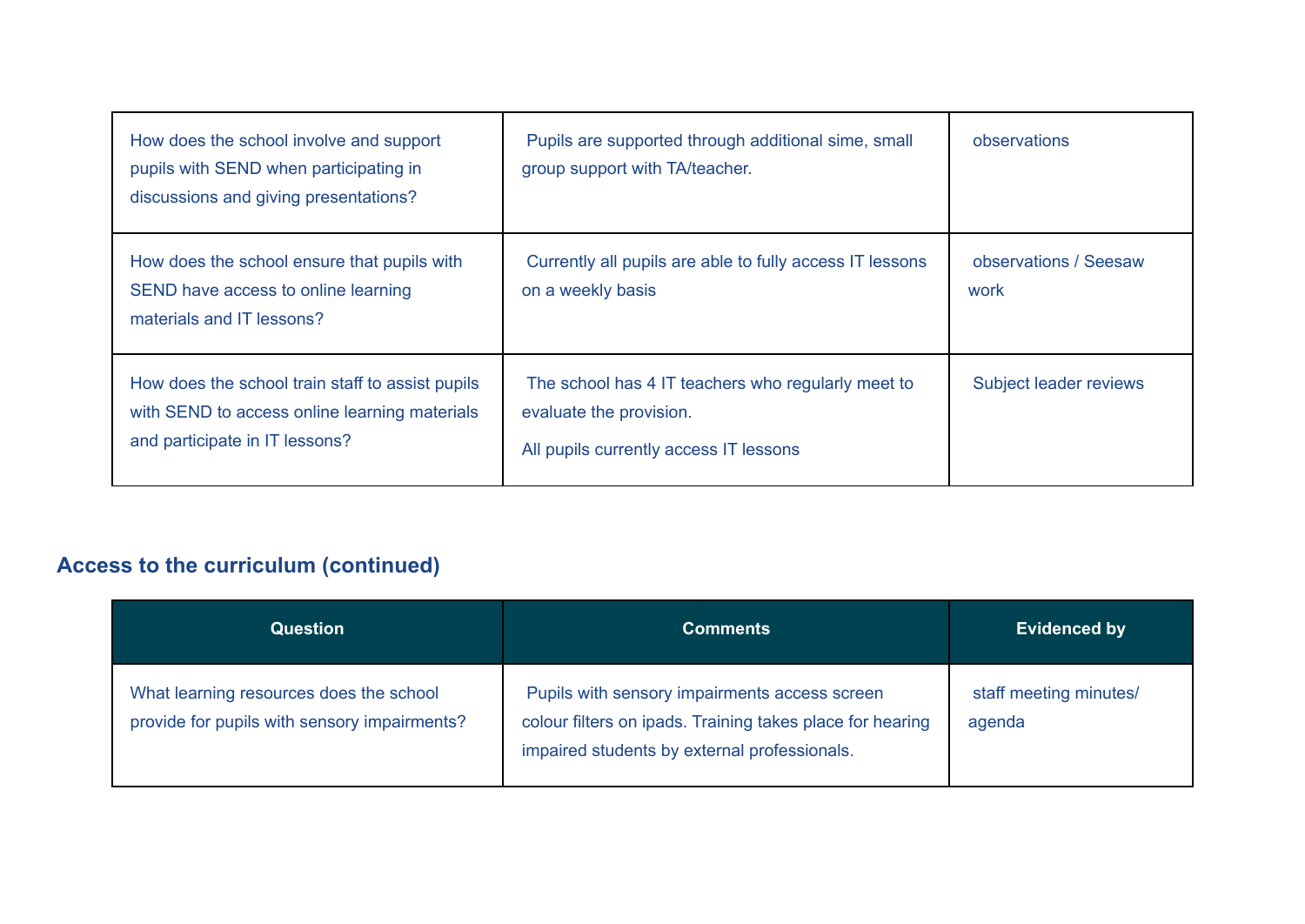| | | |
|---|---|---|
| How does the school involve and support pupils with SEND when participating in discussions and giving presentations? | Pupils are supported through additional sime, small group support with TA/teacher. | observations |
| How does the school ensure that pupils with SEND have access to online learning materials and IT lessons? | Currently all pupils are able to fully access IT lessons on a weekly basis | observations / Seesaw work |
| How does the school train staff to assist pupils with SEND to access online learning materials and participate in IT lessons? | The school has 4 IT teachers who regularly meet to evaluate the provision.<br><br>All pupils currently access IT lessons | Subject leader reviews |

## Access to the curriculum (continued)

| Question | Comments | Evidenced by |
|---|---|---|
| What learning resources does the school provide for pupils with sensory impairments? | Pupils with sensory impairments access screen colour filters on ipads. Training takes place for hearing impaired students by external professionals. | staff meeting minutes/ agenda |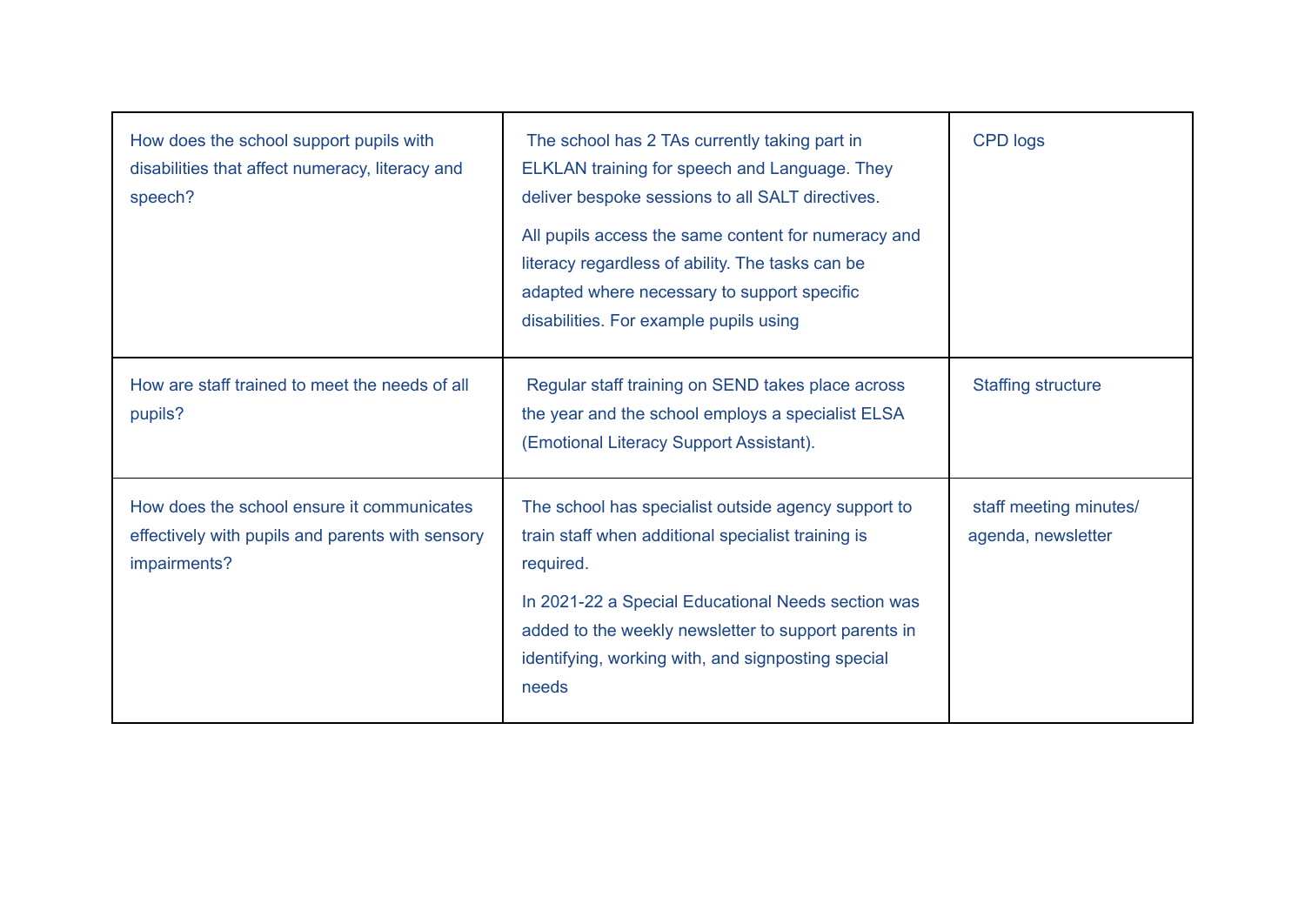| How does the school support pupils with disabilities that affect numeracy, literacy and speech? | The school has 2 TAs currently taking part in ELKLAN training for speech and Language. They deliver bespoke sessions to all SALT directives.<br><br>All pupils access the same content for numeracy and literacy regardless of ability. The tasks can be adapted where necessary to support specific disabilities. For example pupils using | CPD logs |
|---|---|---|
| How are staff trained to meet the needs of all pupils? | Regular staff training on SEND takes place across the year and the school employs a specialist ELSA (Emotional Literacy Support Assistant). | Staffing structure |
| How does the school ensure it communicates effectively with pupils and parents with sensory impairments? | The school has specialist outside agency support to train staff when additional specialist training is required.<br><br>In 2021-22 a Special Educational Needs section was added to the weekly newsletter to support parents in identifying, working with, and signposting special needs | staff meeting minutes/ agenda, newsletter |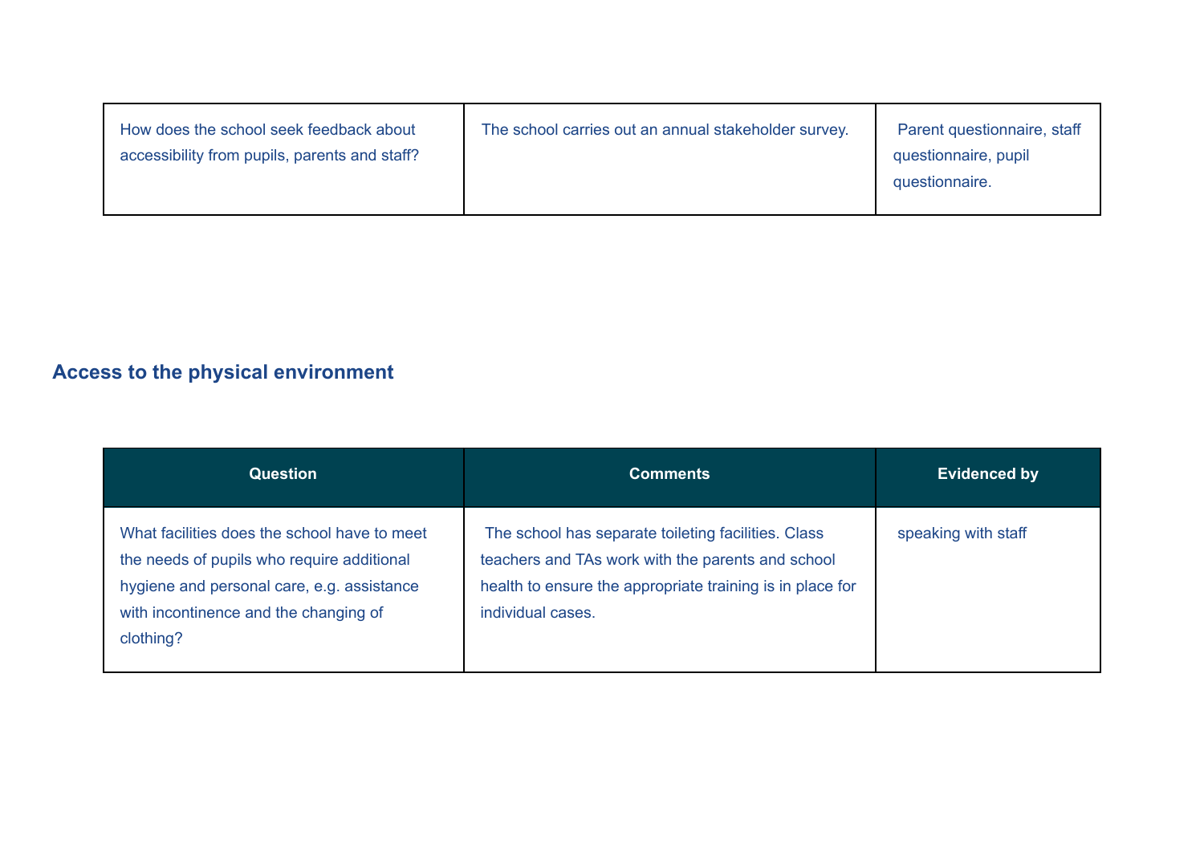| | | |
|---|---|---|
| How does the school seek feedback about accessibility from pupils, parents and staff? | The school carries out an annual stakeholder survey. | Parent questionnaire, staff questionnaire, pupil questionnaire. |

## Access to the physical environment

| Question | Comments | Evidenced by |
|---|---|---|
| What facilities does the school have to meet the needs of pupils who require additional hygiene and personal care, e.g. assistance with incontinence and the changing of clothing? | The school has separate toileting facilities. Class teachers and TAs work with the parents and school health to ensure the appropriate training is in place for individual cases. | speaking with staff |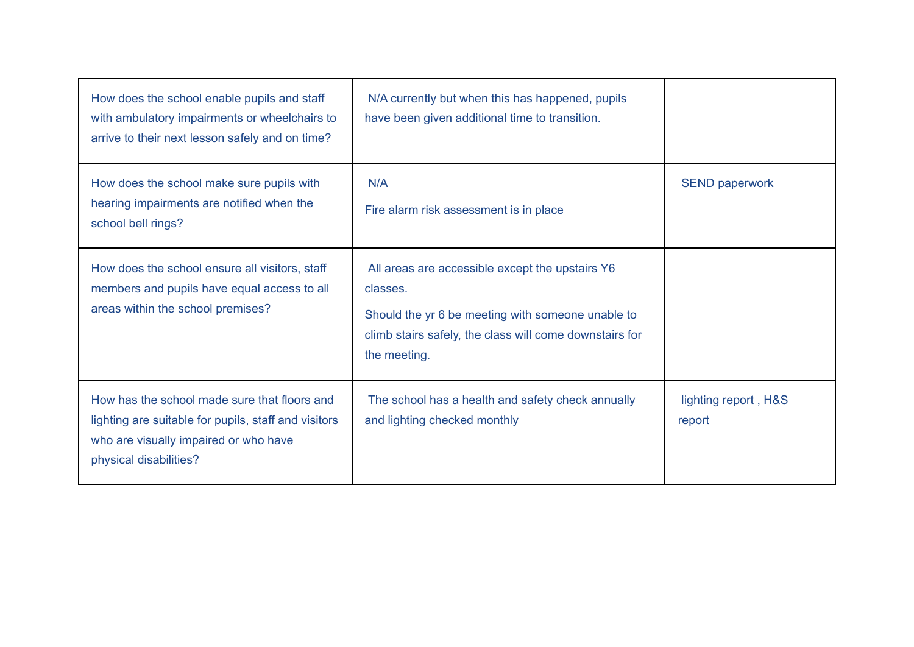| | | |
|---|---|---|
| How does the school enable pupils and staff with ambulatory impairments or wheelchairs to arrive to their next lesson safely and on time? | N/A currently but when this has happened, pupils have been given additional time to transition. | |
| How does the school make sure pupils with hearing impairments are notified when the school bell rings? | N/A<br><br>Fire alarm risk assessment is in place | SEND paperwork |
| How does the school ensure all visitors, staff members and pupils have equal access to all areas within the school premises? | All areas are accessible except the upstairs Y6 classes.<br><br>Should the yr 6 be meeting with someone unable to climb stairs safely, the class will come downstairs for the meeting. | |
| How has the school made sure that floors and lighting are suitable for pupils, staff and visitors who are visually impaired or who have physical disabilities? | The school has a health and safety check annually and lighting checked monthly | lighting report , H&S report |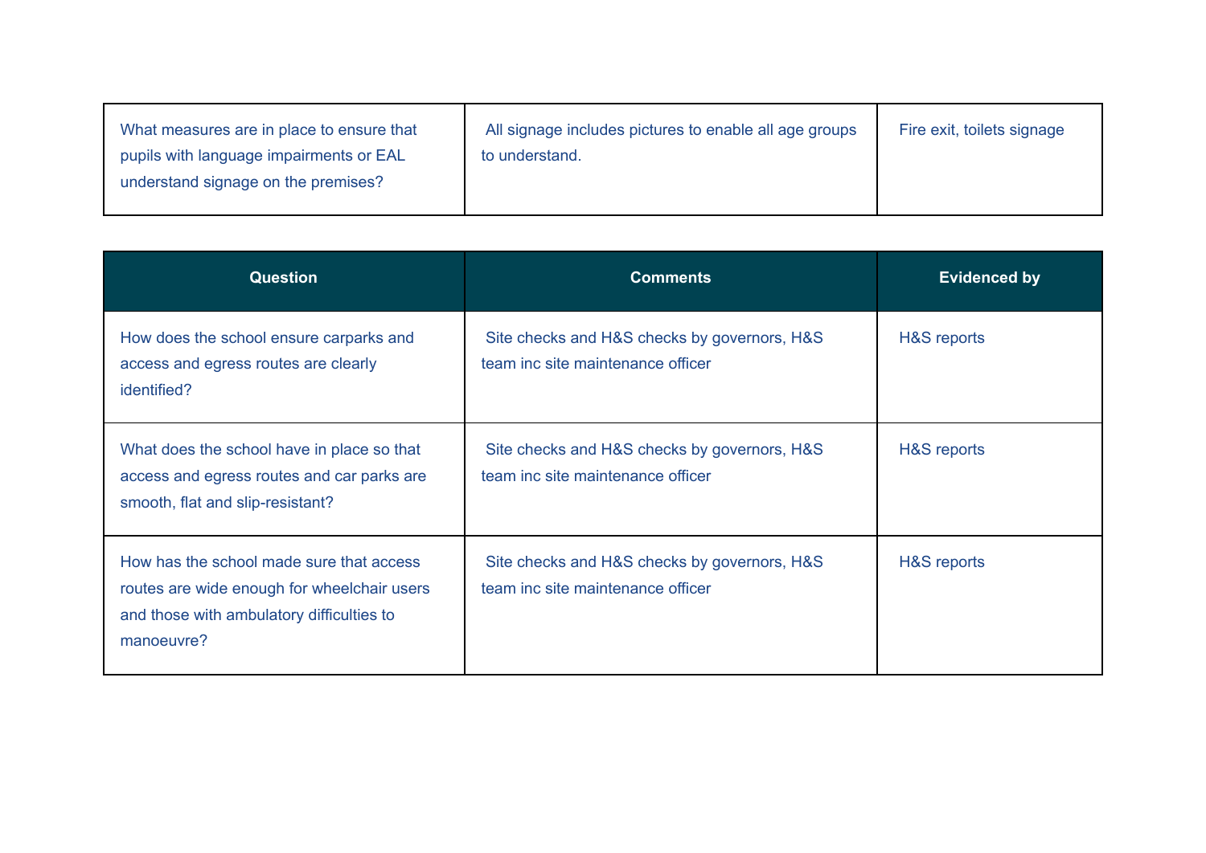| What measures are in place to ensure that pupils with language impairments or EAL understand signage on the premises? | All signage includes pictures to enable all age groups to understand. | Fire exit, toilets signage |
|---|---|---|

| Question | Comments | Evidenced by |
|---|---|---|
| How does the school ensure carparks and access and egress routes are clearly identified? | Site checks and H&S checks by governors, H&S team inc site maintenance officer | H&S reports |
| What does the school have in place so that access and egress routes and car parks are smooth, flat and slip-resistant? | Site checks and H&S checks by governors, H&S team inc site maintenance officer | H&S reports |
| How has the school made sure that access routes are wide enough for wheelchair users and those with ambulatory difficulties to manoeuvre? | Site checks and H&S checks by governors, H&S team inc site maintenance officer | H&S reports |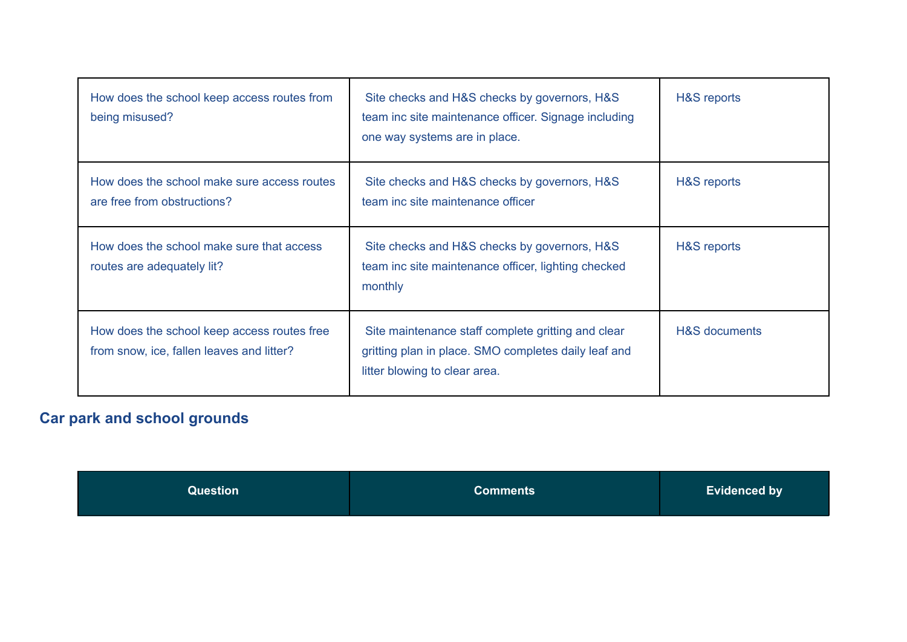| | | |
|---|---|---|
| How does the school keep access routes from being misused? | Site checks and H&S checks by governors, H&S team inc site maintenance officer. Signage including one way systems are in place. | H&S reports |
| How does the school make sure access routes are free from obstructions? | Site checks and H&S checks by governors, H&S team inc site maintenance officer | H&S reports |
| How does the school make sure that access routes are adequately lit? | Site checks and H&S checks by governors, H&S team inc site maintenance officer, lighting checked monthly | H&S reports |
| How does the school keep access routes free from snow, ice, fallen leaves and litter? | Site maintenance staff complete gritting and clear gritting plan in place. SMO completes daily leaf and litter blowing to clear area. | H&S documents |

## Car park and school grounds

| Question | Comments | Evidenced by |
|---|---|---|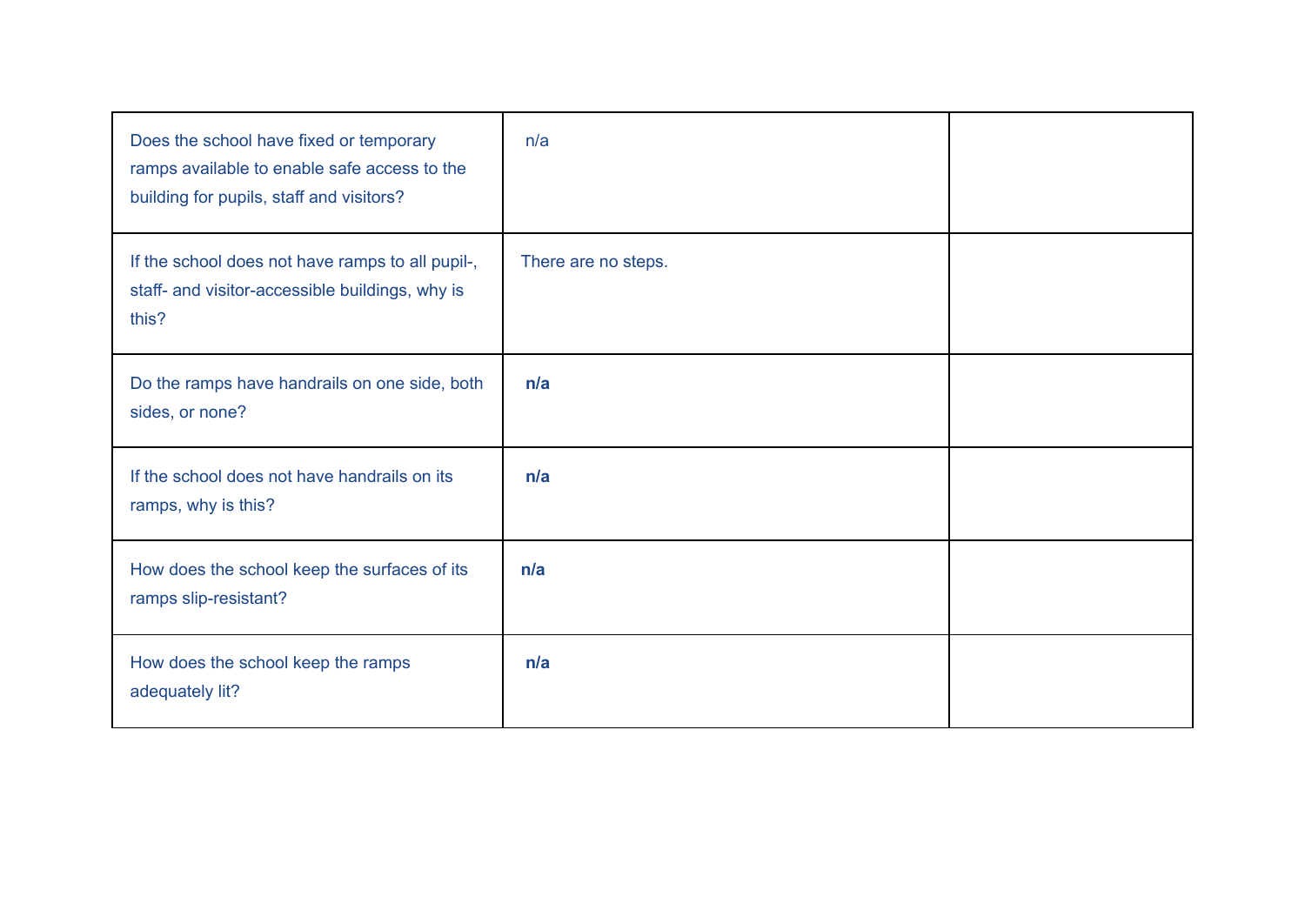| Does the school have fixed or temporary ramps available to enable safe access to the building for pupils, staff and visitors? | n/a | |
|---|---|---|
| If the school does not have ramps to all pupil-, staff- and visitor-accessible buildings, why is this? | There are no steps. | |
| Do the ramps have handrails on one side, both sides, or none? | **n/a** | |
| If the school does not have handrails on its ramps, why is this? | **n/a** | |
| How does the school keep the surfaces of its ramps slip-resistant? | **n/a** | |
| How does the school keep the ramps adequately lit? | **n/a** | |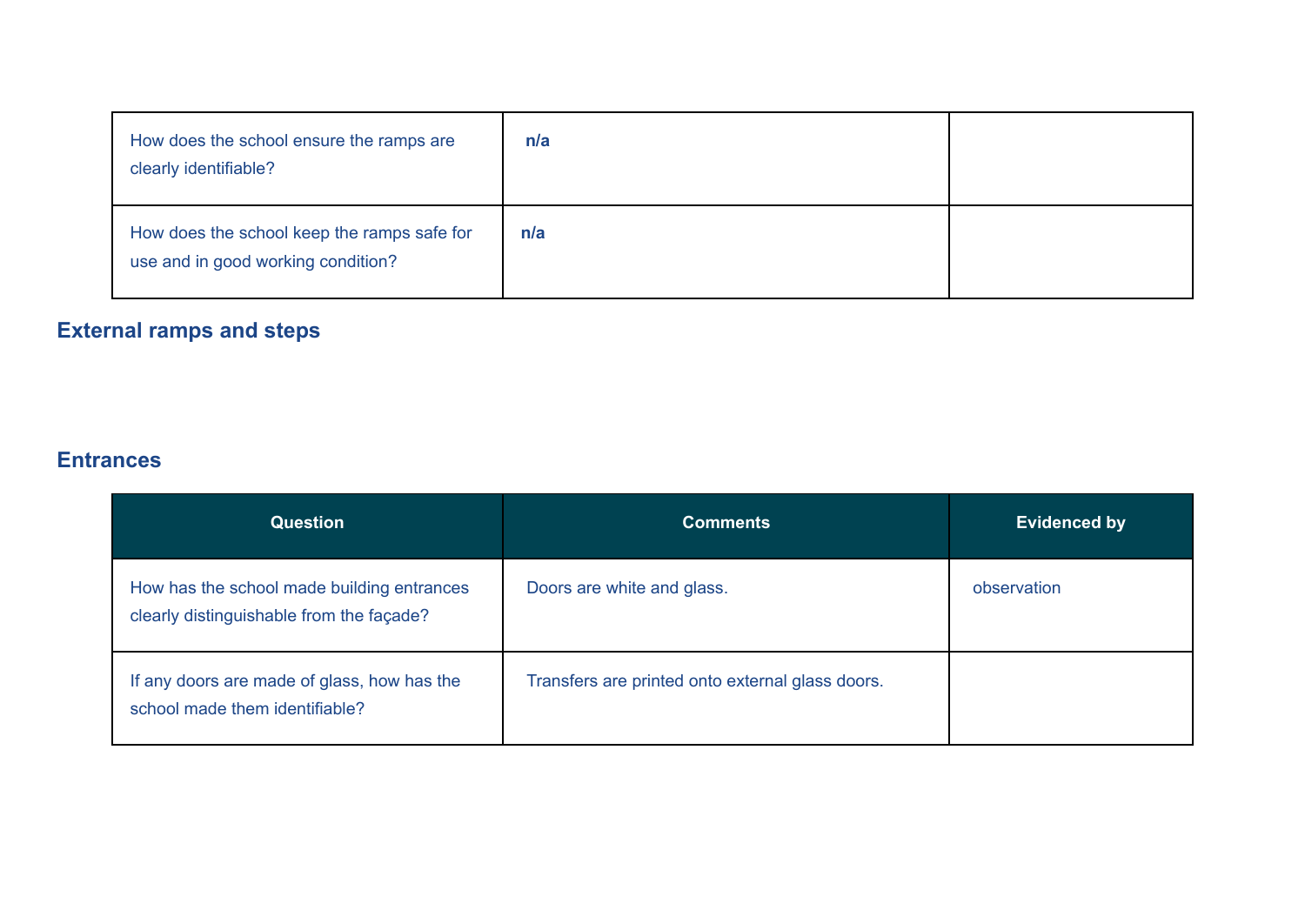| | | |
|---|---|---|
| How does the school ensure the ramps are clearly identifiable? | **n/a** | |
| How does the school keep the ramps safe for use and in good working condition? | **n/a** | |

## External ramps and steps

## Entrances

| Question | Comments | Evidenced by |
|---|---|---|
| How has the school made building entrances clearly distinguishable from the façade? | Doors are white and glass. | observation |
| If any doors are made of glass, how has the school made them identifiable? | Transfers are printed onto external glass doors. | |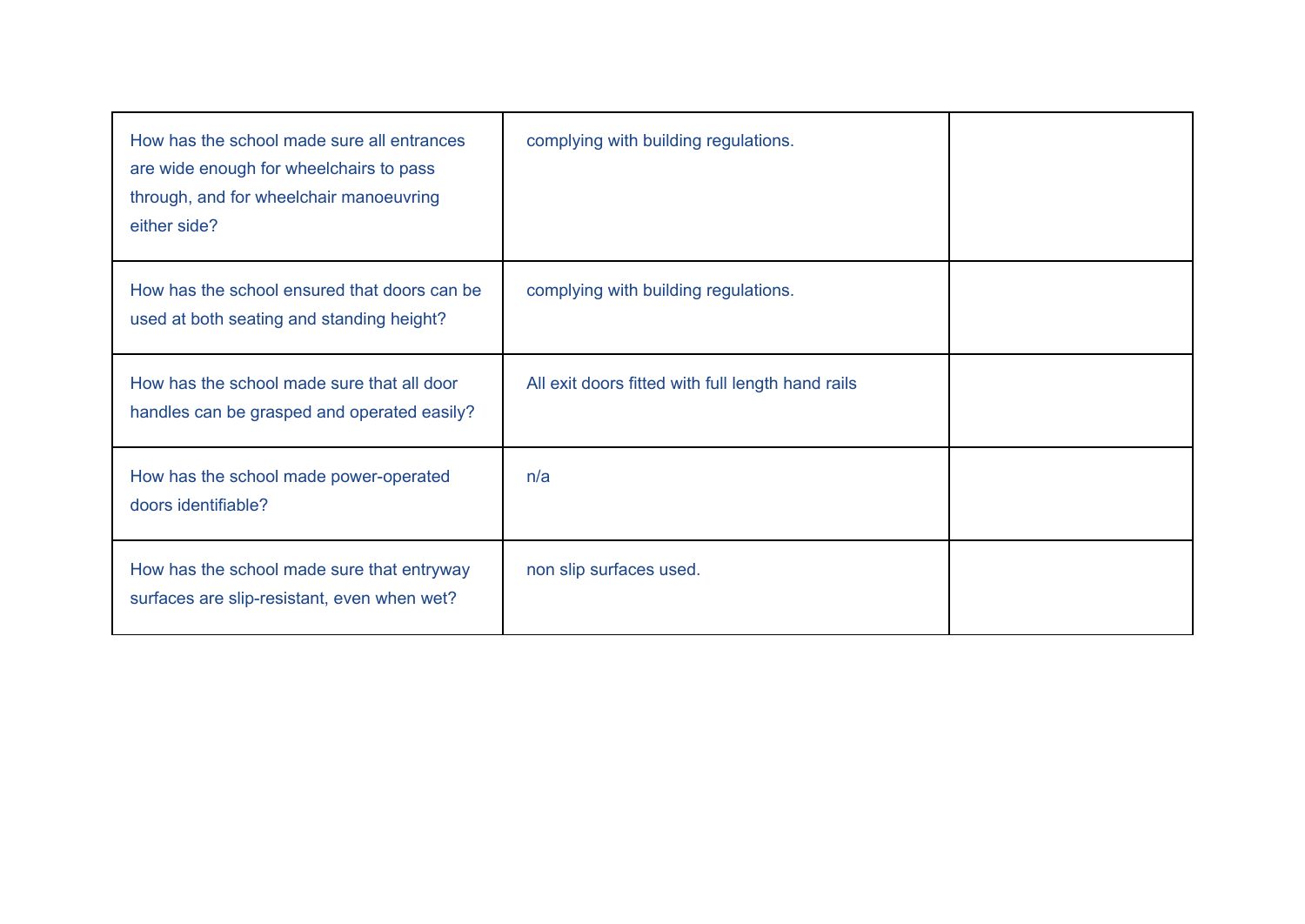| | | |
|---|---|---|
| How has the school made sure all entrances are wide enough for wheelchairs to pass through, and for wheelchair manoeuvring either side? | complying with building regulations. | |
| How has the school ensured that doors can be used at both seating and standing height? | complying with building regulations. | |
| How has the school made sure that all door handles can be grasped and operated easily? | All exit doors fitted with full length hand rails | |
| How has the school made power-operated doors identifiable? | n/a | |
| How has the school made sure that entryway surfaces are slip-resistant, even when wet? | non slip surfaces used. | |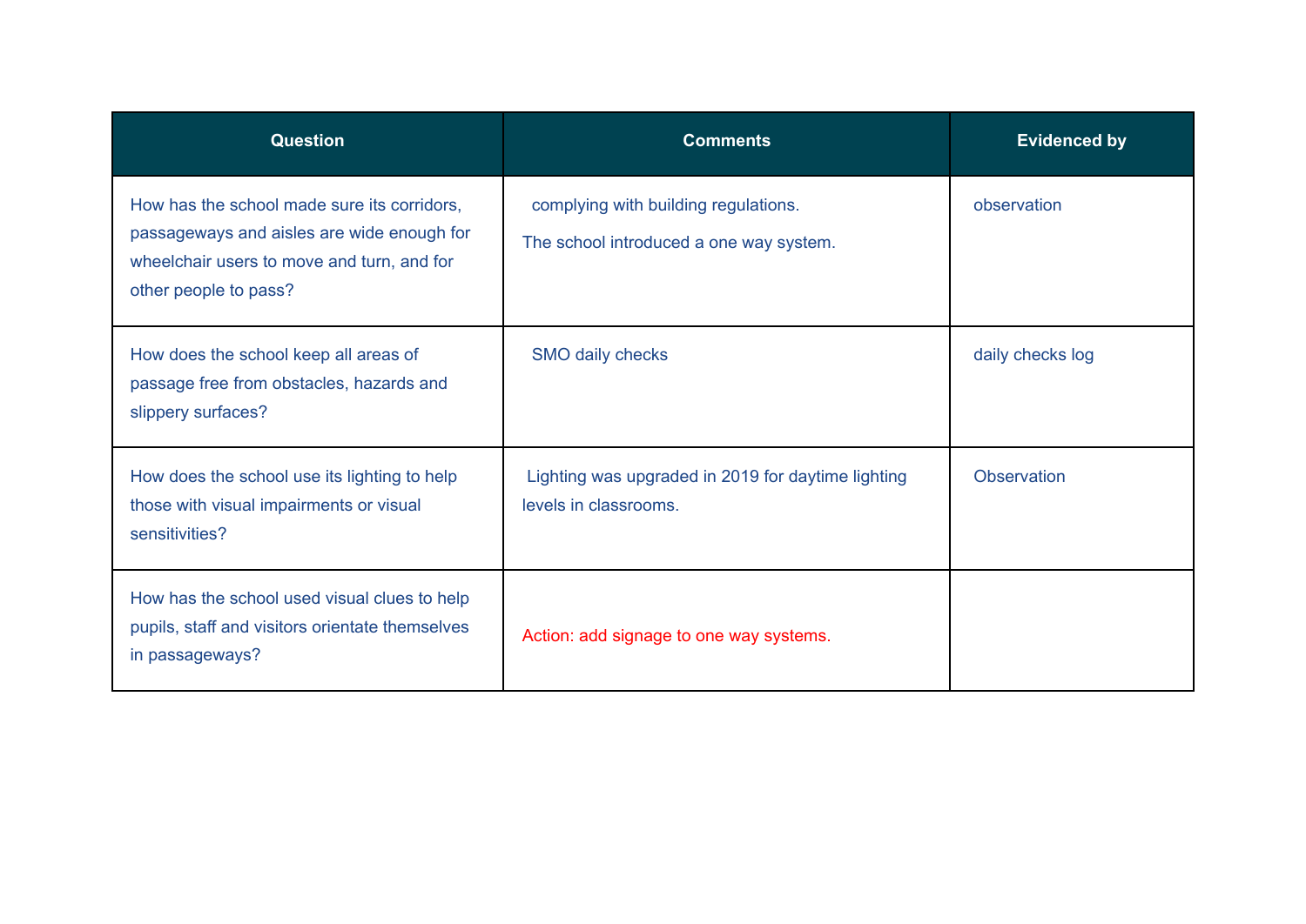| Question | Comments | Evidenced by |
|---|---|---|
| How has the school made sure its corridors, passageways and aisles are wide enough for wheelchair users to move and turn, and for other people to pass? | complying with building regulations.<br>The school introduced a one way system. | observation |
| How does the school keep all areas of passage free from obstacles, hazards and slippery surfaces? | SMO daily checks | daily checks log |
| How does the school use its lighting to help those with visual impairments or visual sensitivities? | Lighting was upgraded in 2019 for daytime lighting levels in classrooms. | Observation |
| How has the school used visual clues to help pupils, staff and visitors orientate themselves in passageways? | Action: add signage to one way systems. | |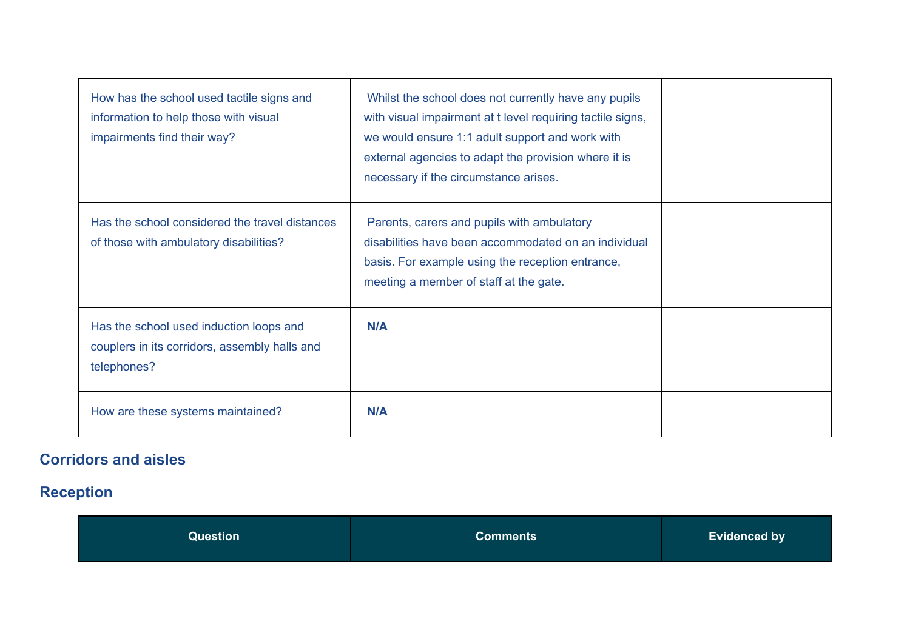| | | |
|---|---|---|
| How has the school used tactile signs and information to help those with visual impairments find their way? | Whilst the school does not currently have any pupils with visual impairment at t level requiring tactile signs, we would ensure 1:1 adult support and work with external agencies to adapt the provision where it is necessary if the circumstance arises. | |
| Has the school considered the travel distances of those with ambulatory disabilities? | Parents, carers and pupils with ambulatory disabilities have been accommodated on an individual basis. For example using the reception entrance, meeting a member of staff at the gate. | |
| Has the school used induction loops and couplers in its corridors, assembly halls and telephones? | **N/A** | |
| How are these systems maintained? | **N/A** | |

## Corridors and aisles

## Reception

| Question | Comments | Evidenced by |
|---|---|---|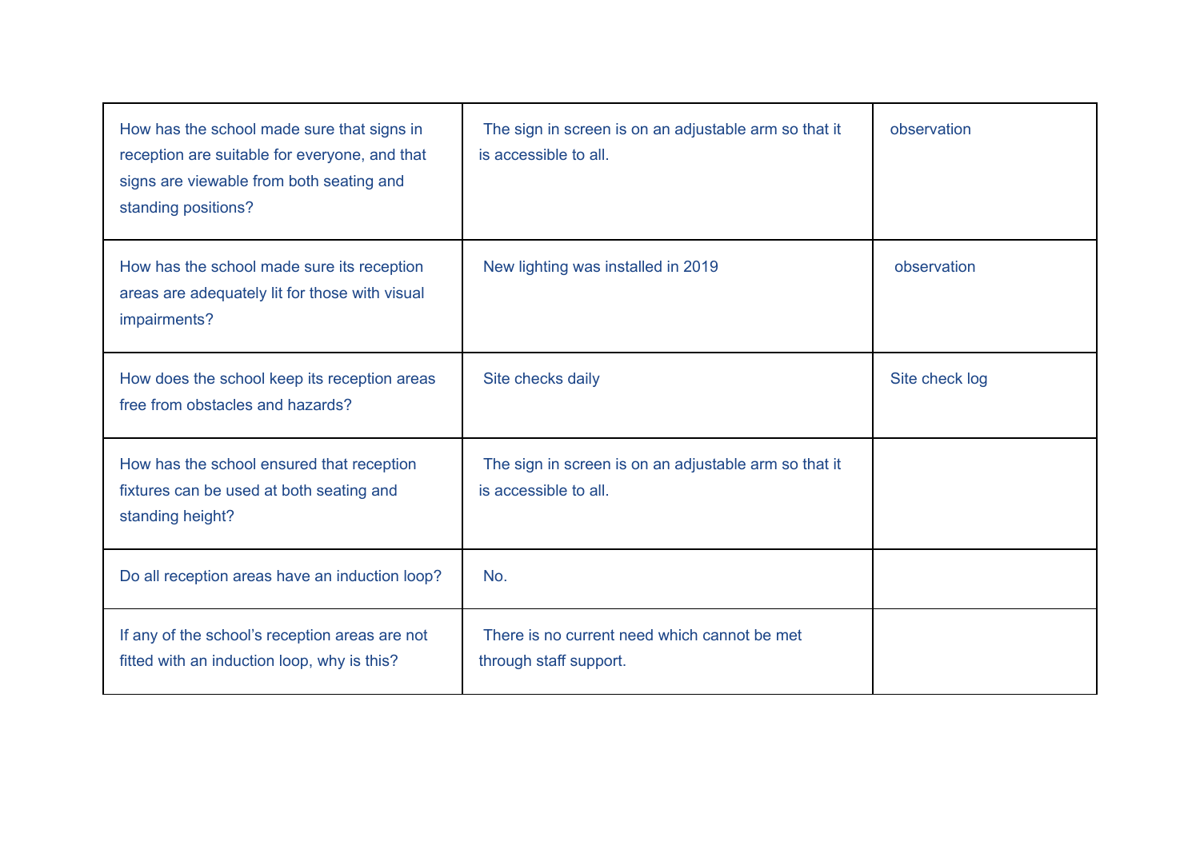| | | |
|---|---|---|
| How has the school made sure that signs in reception are suitable for everyone, and that signs are viewable from both seating and standing positions? | The sign in screen is on an adjustable arm so that it is accessible to all. | observation |
| How has the school made sure its reception areas are adequately lit for those with visual impairments? | New lighting was installed in 2019 | observation |
| How does the school keep its reception areas free from obstacles and hazards? | Site checks daily | Site check log |
| How has the school ensured that reception fixtures can be used at both seating and standing height? | The sign in screen is on an adjustable arm so that it is accessible to all. | |
| Do all reception areas have an induction loop? | No. | |
| If any of the school's reception areas are not fitted with an induction loop, why is this? | There is no current need which cannot be met through staff support. | |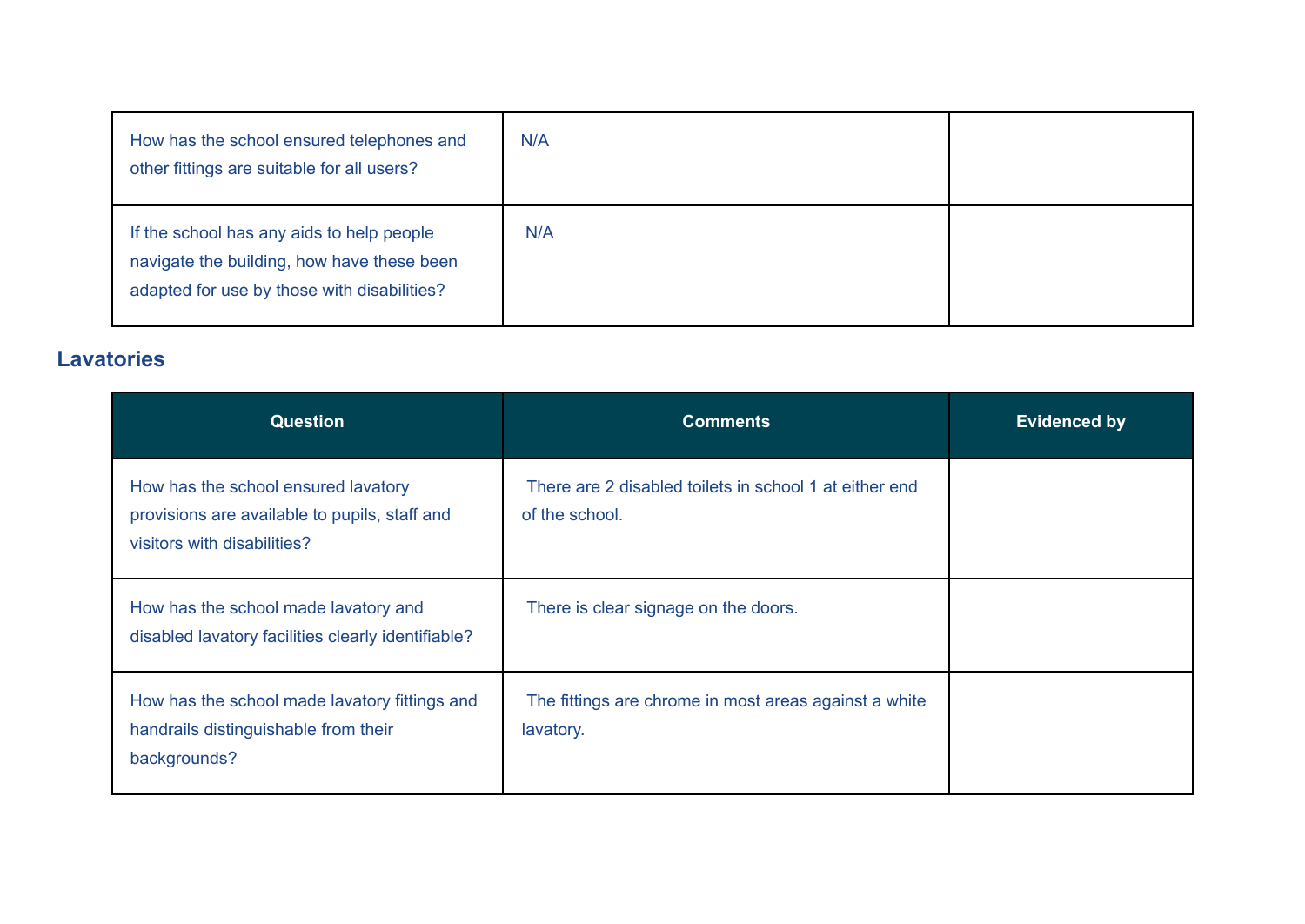| | | |
|---|---|---|
| How has the school ensured telephones and other fittings are suitable for all users? | N/A | |
| If the school has any aids to help people navigate the building, how have these been adapted for use by those with disabilities? | N/A | |

## Lavatories

| Question | Comments | Evidenced by |
|---|---|---|
| How has the school ensured lavatory provisions are available to pupils, staff and visitors with disabilities? | There are 2 disabled toilets in school 1 at either end of the school. | |
| How has the school made lavatory and disabled lavatory facilities clearly identifiable? | There is clear signage on the doors. | |
| How has the school made lavatory fittings and handrails distinguishable from their backgrounds? | The fittings are chrome in most areas against a white lavatory. | |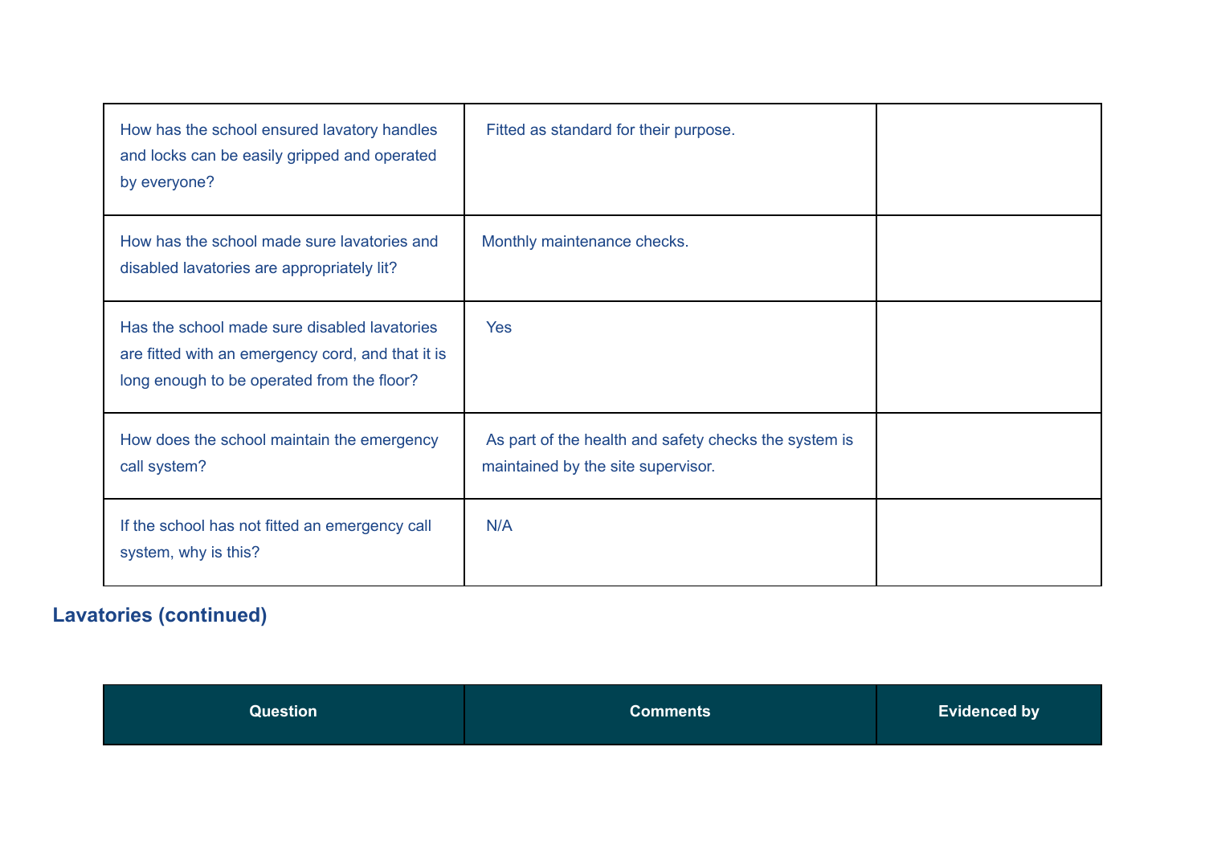| Question | Comments | Evidenced by |
|---|---|---|
| How has the school ensured lavatory handles and locks can be easily gripped and operated by everyone? | Fitted as standard for their purpose. | |
| How has the school made sure lavatories and disabled lavatories are appropriately lit? | Monthly maintenance checks. | |
| Has the school made sure disabled lavatories are fitted with an emergency cord, and that it is long enough to be operated from the floor? | Yes | |
| How does the school maintain the emergency call system? | As part of the health and safety checks the system is maintained by the site supervisor. | |
| If the school has not fitted an emergency call system, why is this? | N/A | |

## Lavatories (continued)

| Question | Comments | Evidenced by |
|---|---|---|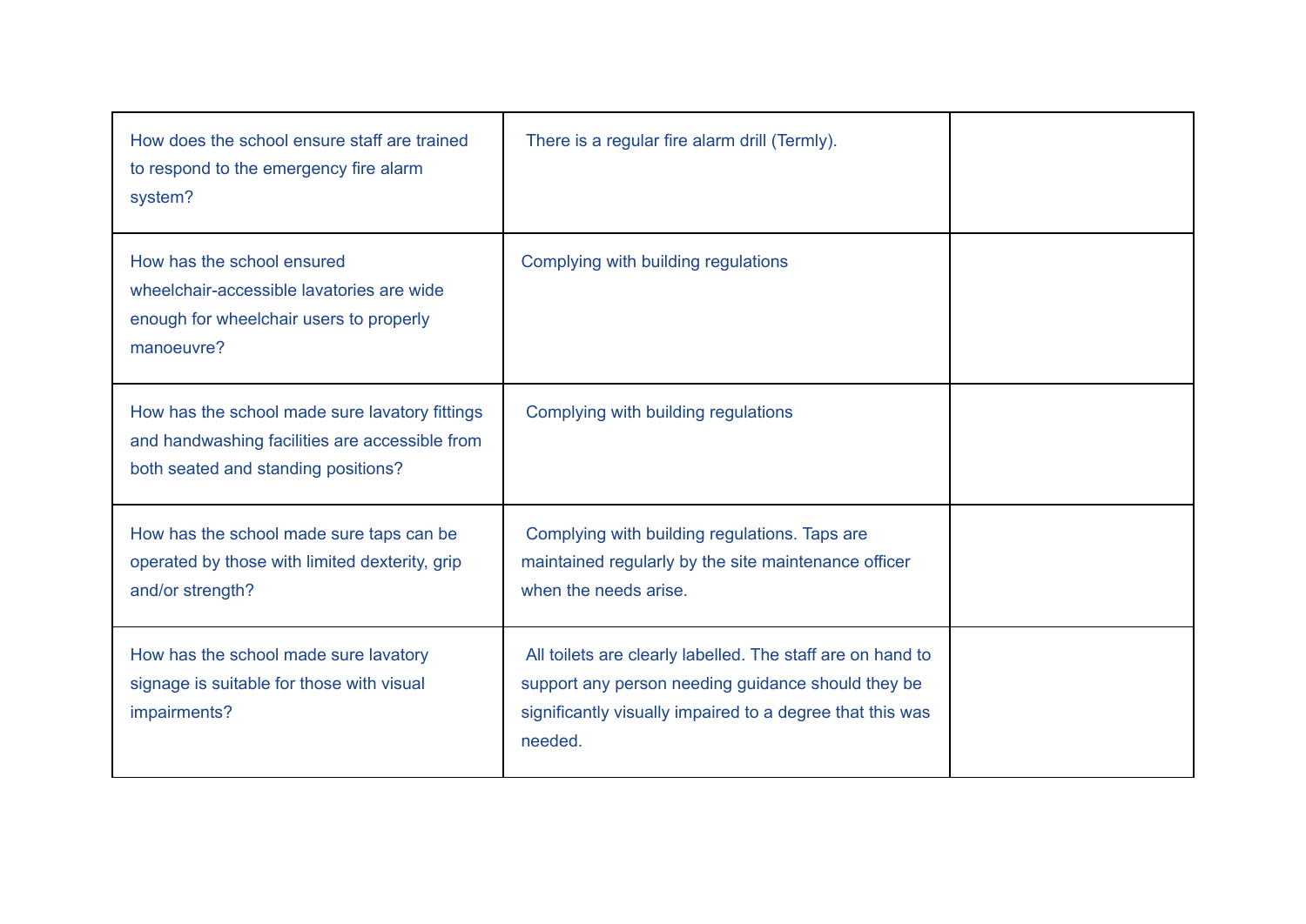| | | |
|---|---|---|
| How does the school ensure staff are trained to respond to the emergency fire alarm system? | There is a regular fire alarm drill (Termly). | |
| How has the school ensured wheelchair-accessible lavatories are wide enough for wheelchair users to properly manoeuvre? | Complying with building regulations | |
| How has the school made sure lavatory fittings and handwashing facilities are accessible from both seated and standing positions? | Complying with building regulations | |
| How has the school made sure taps can be operated by those with limited dexterity, grip and/or strength? | Complying with building regulations. Taps are maintained regularly by the site maintenance officer when the needs arise. | |
| How has the school made sure lavatory signage is suitable for those with visual impairments? | All toilets are clearly labelled. The staff are on hand to support any person needing guidance should they be significantly visually impaired to a degree that this was needed. | |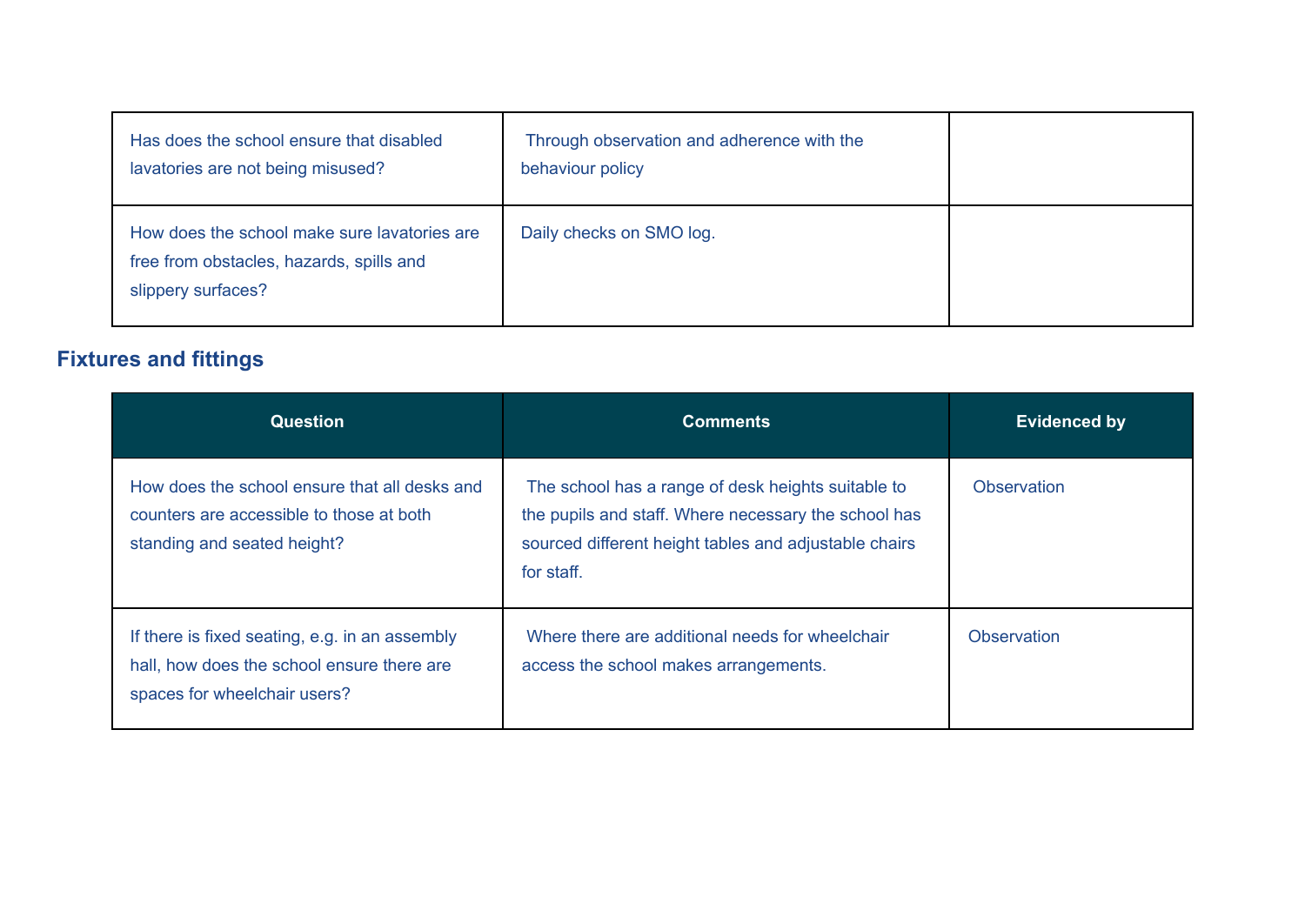| | | |
|---|---|---|
| Has does the school ensure that disabled lavatories are not being misused? | Through observation and adherence with the behaviour policy | |
| How does the school make sure lavatories are free from obstacles, hazards, spills and slippery surfaces? | Daily checks on SMO log. | |

## Fixtures and fittings

| Question | Comments | Evidenced by |
|---|---|---|
| How does the school ensure that all desks and counters are accessible to those at both standing and seated height? | The school has a range of desk heights suitable to the pupils and staff. Where necessary the school has sourced different height tables and adjustable chairs for staff. | Observation |
| If there is fixed seating, e.g. in an assembly hall, how does the school ensure there are spaces for wheelchair users? | Where there are additional needs for wheelchair access the school makes arrangements. | Observation |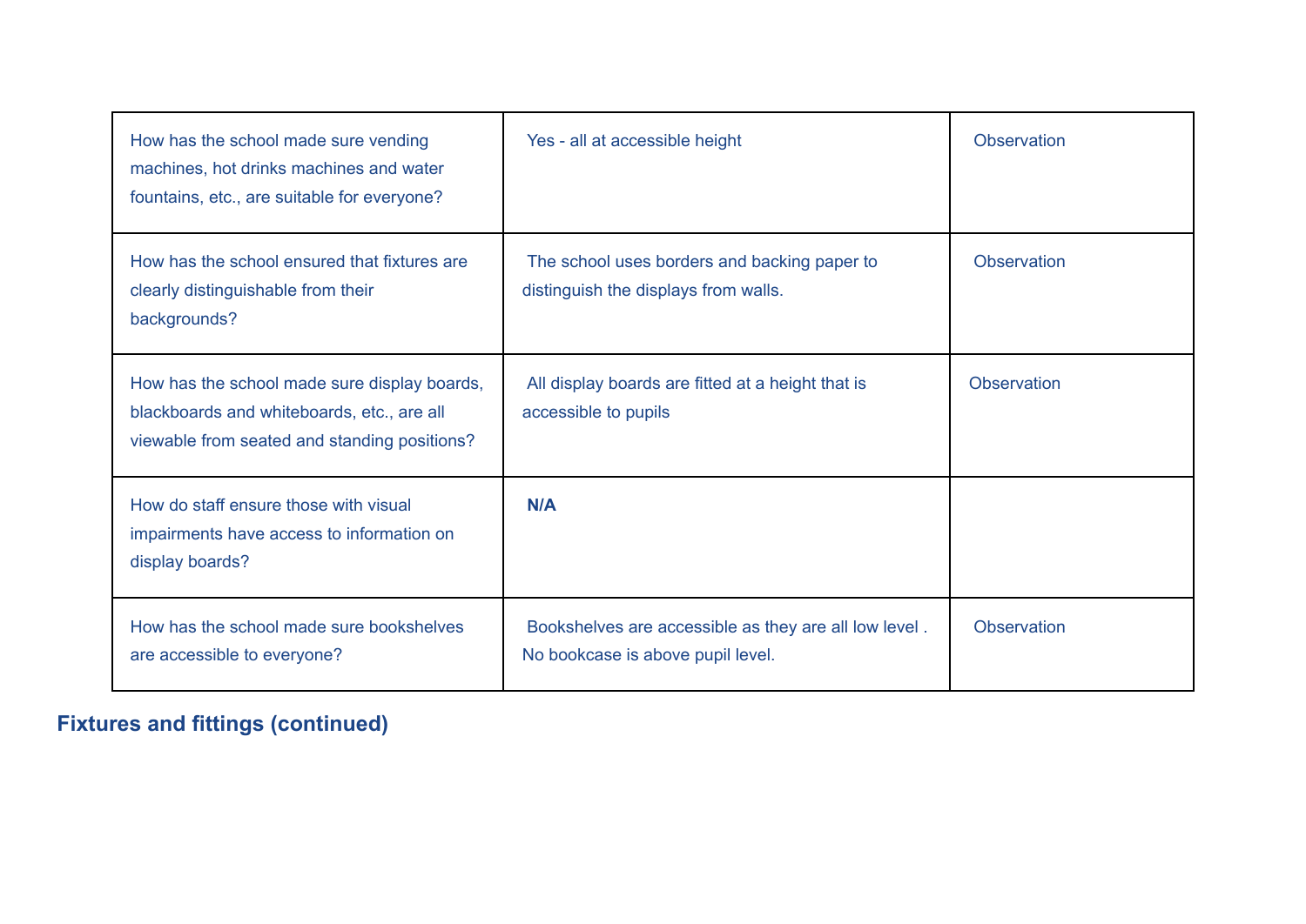| How has the school made sure vending machines, hot drinks machines and water fountains, etc., are suitable for everyone? | Yes - all at accessible height | Observation |
|---|---|---|
| How has the school ensured that fixtures are clearly distinguishable from their backgrounds? | The school uses borders and backing paper to distinguish the displays from walls. | Observation |
| How has the school made sure display boards, blackboards and whiteboards, etc., are all viewable from seated and standing positions? | All display boards are fitted at a height that is accessible to pupils | Observation |
| How do staff ensure those with visual impairments have access to information on display boards? | **N/A** | |
| How has the school made sure bookshelves are accessible to everyone? | Bookshelves are accessible as they are all low level . No bookcase is above pupil level. | Observation |

## Fixtures and fittings (continued)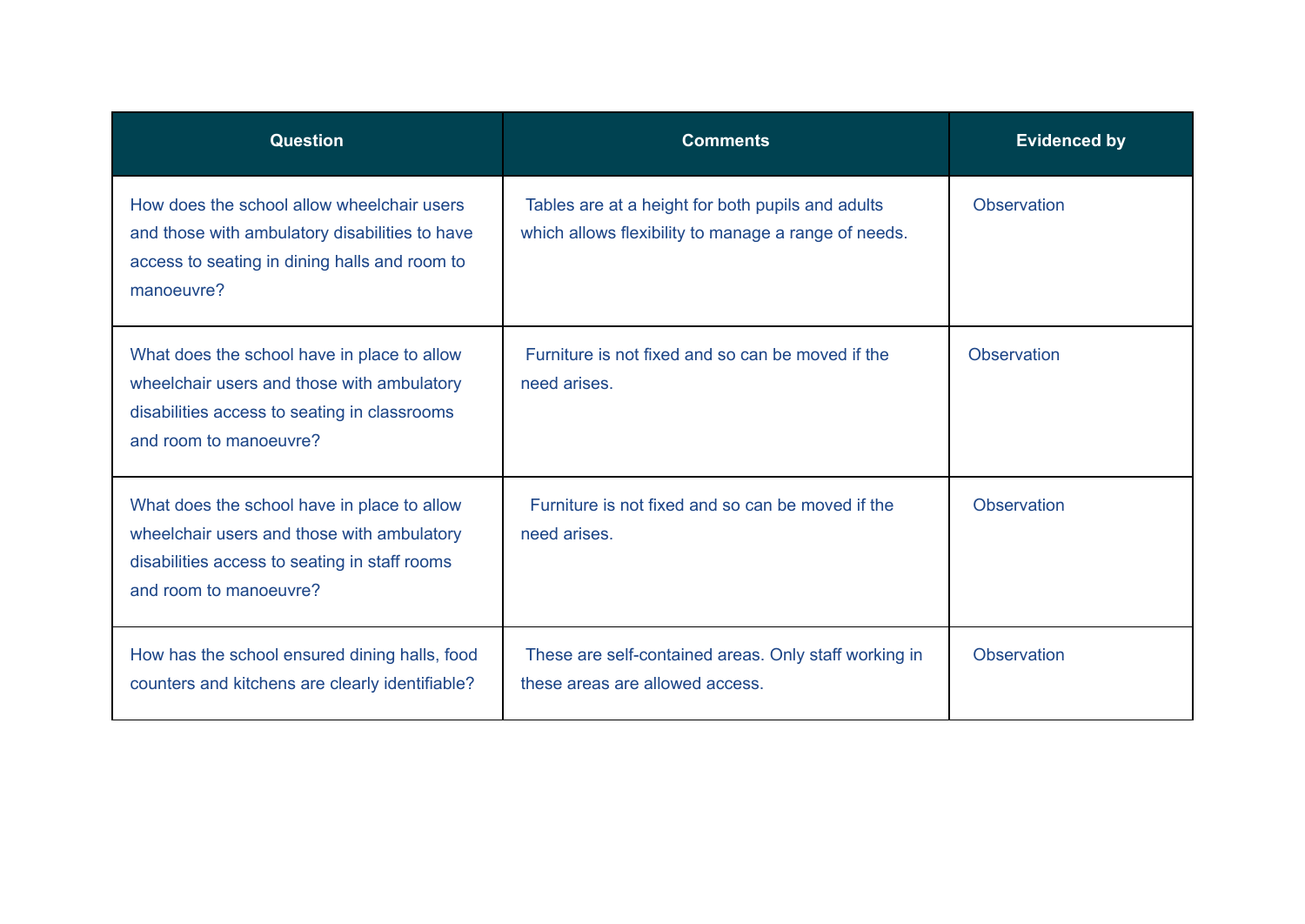| Question | Comments | Evidenced by |
| --- | --- | --- |
| How does the school allow wheelchair users and those with ambulatory disabilities to have access to seating in dining halls and room to manoeuvre? | Tables are at a height for both pupils and adults which allows flexibility to manage a range of needs. | Observation |
| What does the school have in place to allow wheelchair users and those with ambulatory disabilities access to seating in classrooms and room to manoeuvre? | Furniture is not fixed and so can be moved if the need arises. | Observation |
| What does the school have in place to allow wheelchair users and those with ambulatory disabilities access to seating in staff rooms and room to manoeuvre? | Furniture is not fixed and so can be moved if the need arises. | Observation |
| How has the school ensured dining halls, food counters and kitchens are clearly identifiable? | These are self-contained areas. Only staff working in these areas are allowed access. | Observation |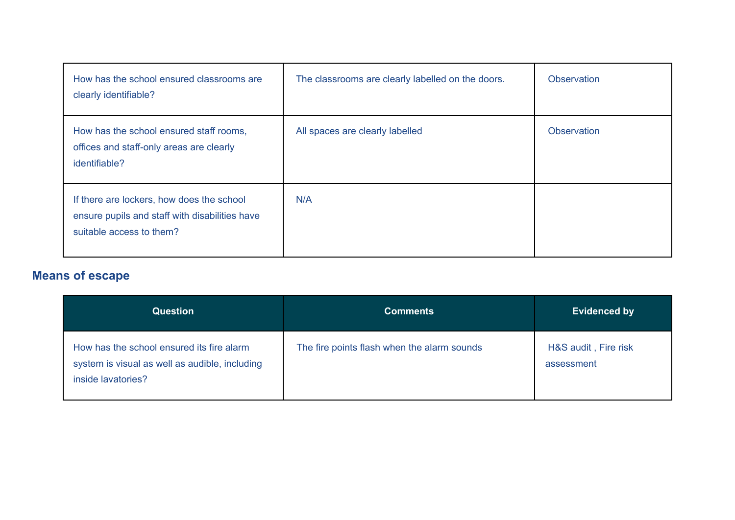| | | |
|---|---|---|
| How has the school ensured classrooms are clearly identifiable? | The classrooms are clearly labelled on the doors. | Observation |
| How has the school ensured staff rooms, offices and staff-only areas are clearly identifiable? | All spaces are clearly labelled | Observation |
| If there are lockers, how does the school ensure pupils and staff with disabilities have suitable access to them? | N/A | |

## Means of escape

| Question | Comments | Evidenced by |
|---|---|---|
| How has the school ensured its fire alarm system is visual as well as audible, including inside lavatories? | The fire points flash when the alarm sounds | H&S audit , Fire risk assessment |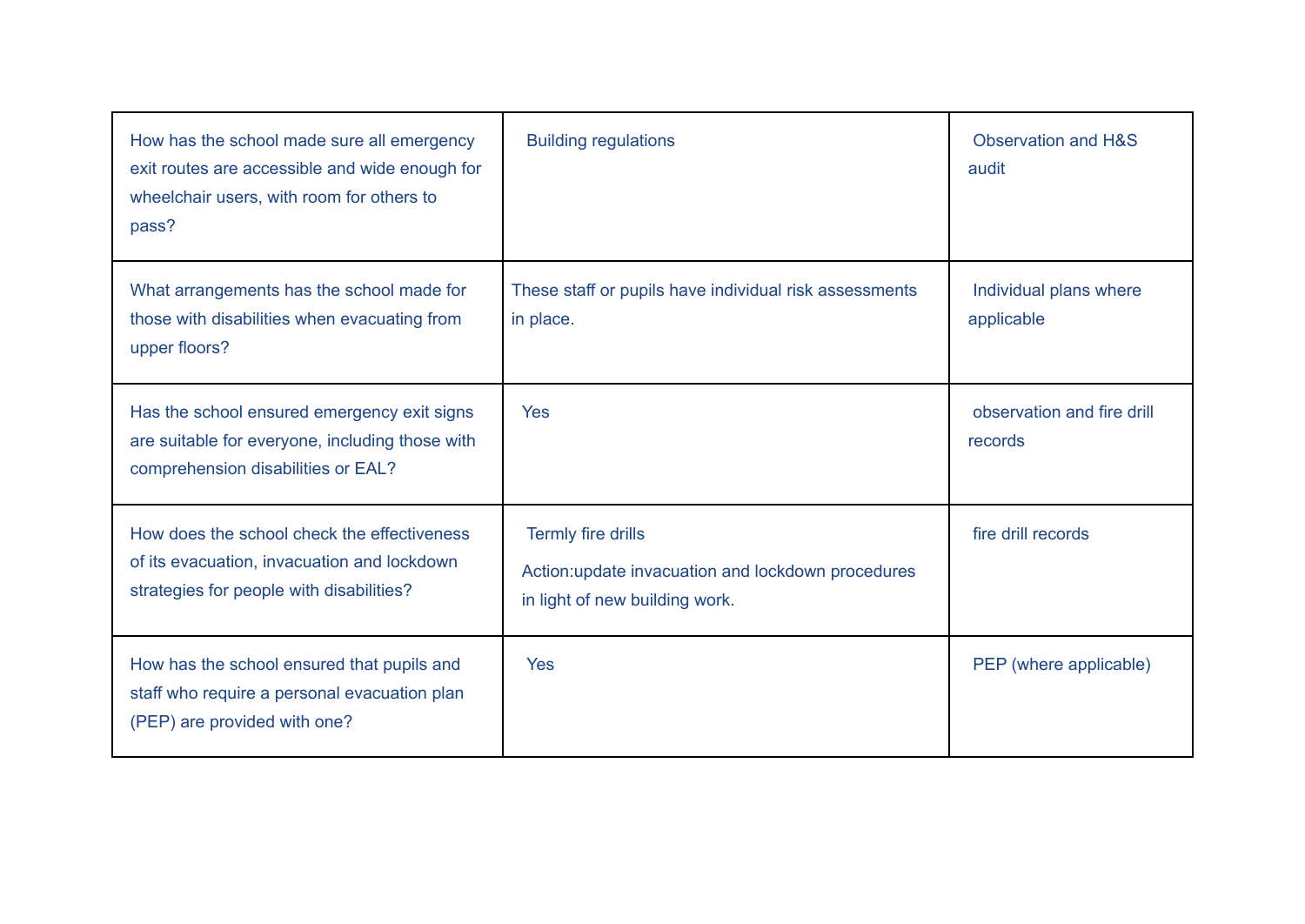| How has the school made sure all emergency exit routes are accessible and wide enough for wheelchair users, with room for others to pass? | Building regulations | Observation and H&S audit |
|---|---|---|
| What arrangements has the school made for those with disabilities when evacuating from upper floors? | These staff or pupils have individual risk assessments in place. | Individual plans where applicable |
| Has the school ensured emergency exit signs are suitable for everyone, including those with comprehension disabilities or EAL? | Yes | observation and fire drill records |
| How does the school check the effectiveness of its evacuation, invacuation and lockdown strategies for people with disabilities? | Termly fire drills<br><br>Action:update invacuation and lockdown procedures in light of new building work. | fire drill records |
| How has the school ensured that pupils and staff who require a personal evacuation plan (PEP) are provided with one? | Yes | PEP (where applicable) |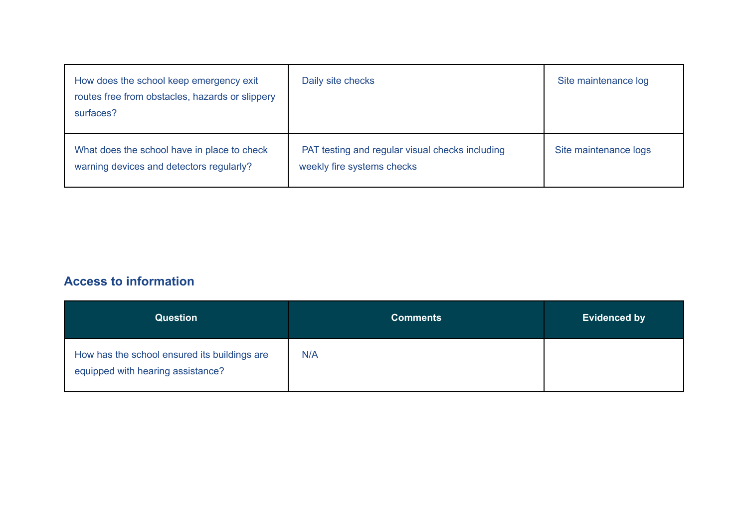| | | |
|---|---|---|
| How does the school keep emergency exit routes free from obstacles, hazards or slippery surfaces? | Daily site checks | Site maintenance log |
| What does the school have in place to check warning devices and detectors regularly? | PAT testing and regular visual checks including weekly fire systems checks | Site maintenance logs |

## Access to information

| Question | Comments | Evidenced by |
|---|---|---|
| How has the school ensured its buildings are equipped with hearing assistance? | N/A | |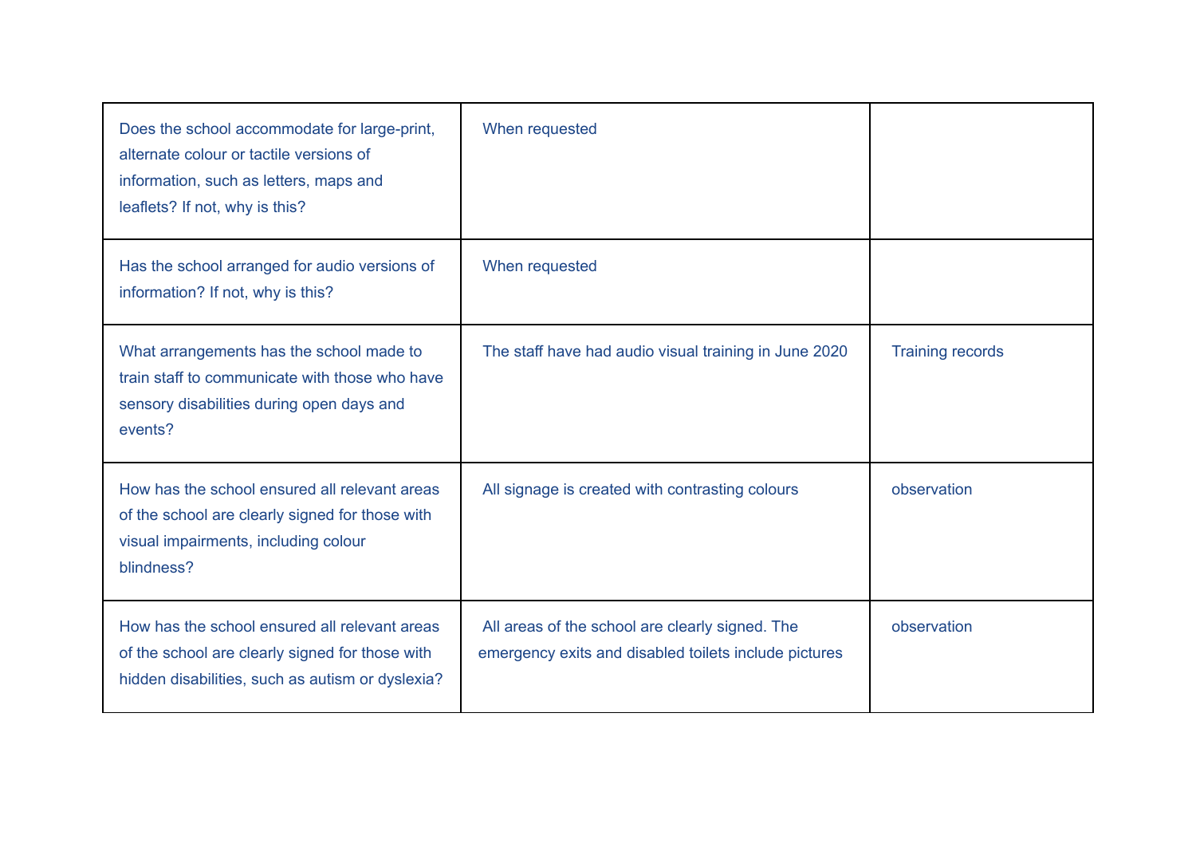| | | |
|---|---|---|
| Does the school accommodate for large-print, alternate colour or tactile versions of information, such as letters, maps and leaflets? If not, why is this? | When requested | |
| Has the school arranged for audio versions of information? If not, why is this? | When requested | |
| What arrangements has the school made to train staff to communicate with those who have sensory disabilities during open days and events? | The staff have had audio visual training in June 2020 | Training records |
| How has the school ensured all relevant areas of the school are clearly signed for those with visual impairments, including colour blindness? | All signage is created with contrasting colours | observation |
| How has the school ensured all relevant areas of the school are clearly signed for those with hidden disabilities, such as autism or dyslexia? | All areas of the school are clearly signed. The emergency exits and disabled toilets include pictures | observation |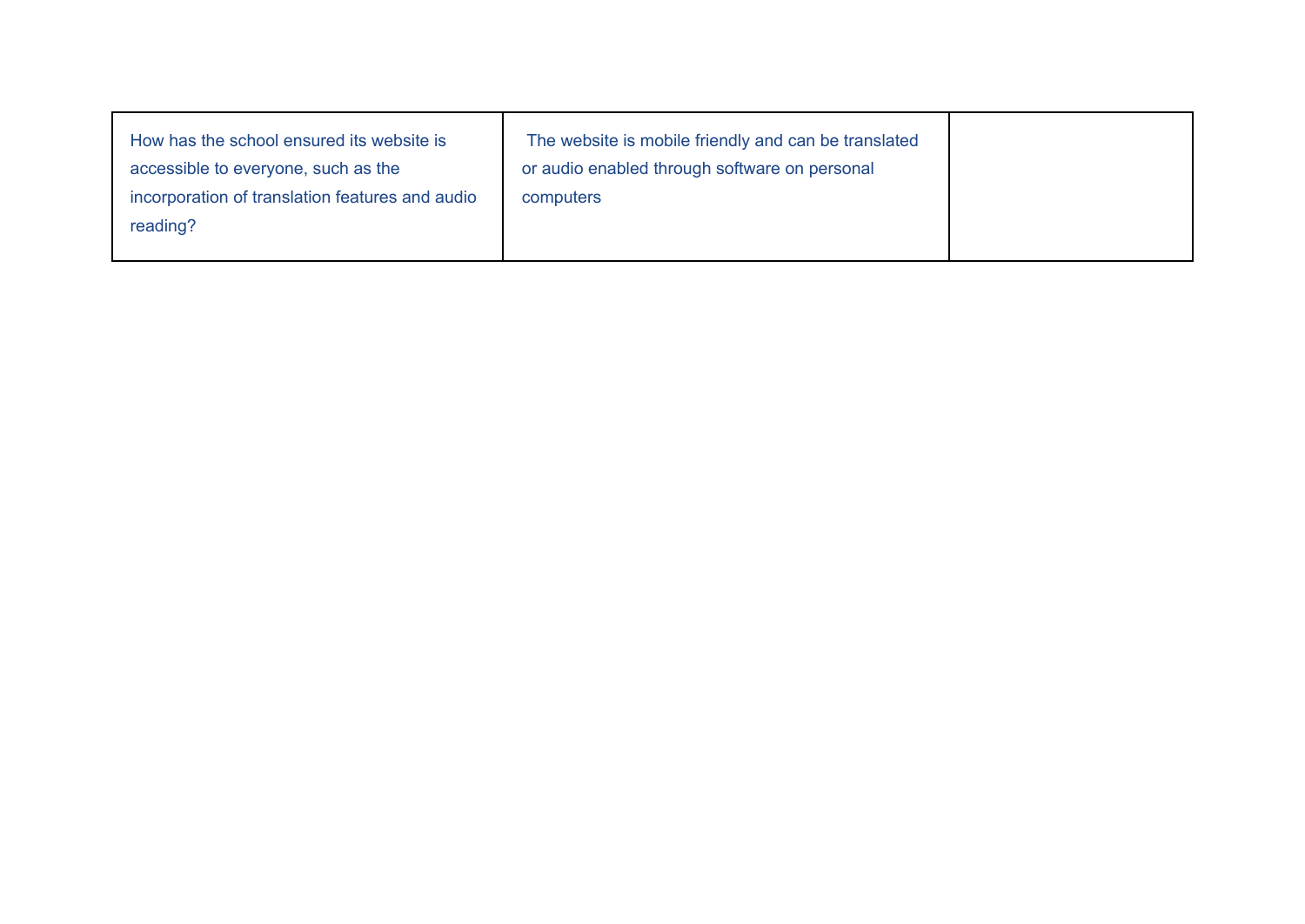| | | |
|---|---|---|
| How has the school ensured its website is accessible to everyone, such as the incorporation of translation features and audio reading? | The website is mobile friendly and can be translated or audio enabled through software on personal computers | |